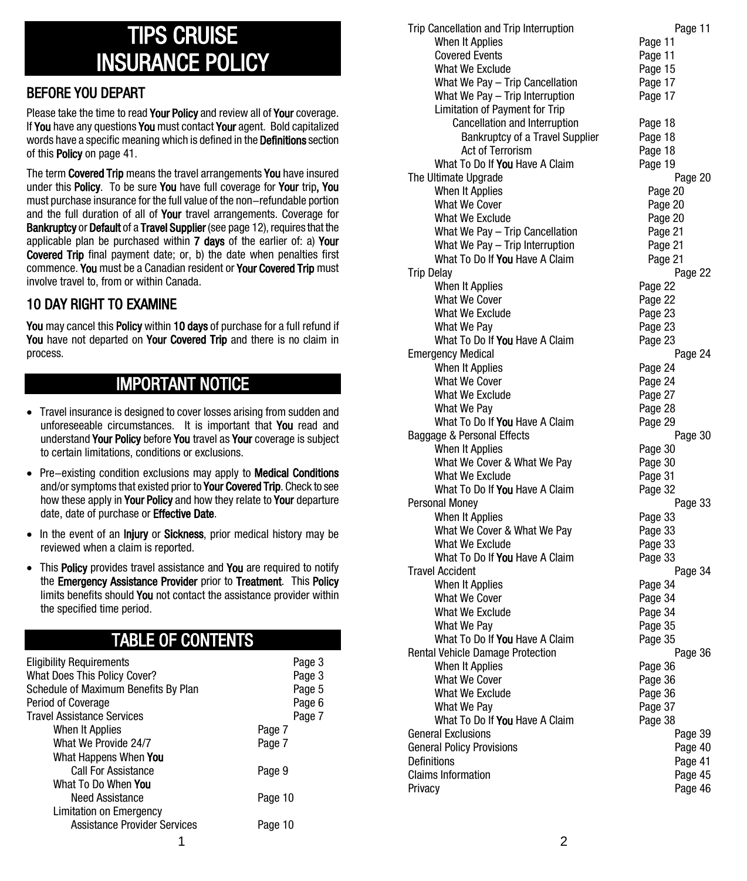# TIPS CRUISE INSURANCE POLICY

## BEFORE YOU DEPART

Please take the time to read **Your Policy** and review all of **Your** coverage. If **You** have any questions **You** must contact **Your** agent. Bold capitalized words have a specific meaning which is defined in the **Definitions** section of this **Policy** on page 41.

The term **Covered Trip** means the travel arrangements **You** have insured under this **Policy**. To be sure **You** have full coverage for **Your** trip, **You** must purchase insurance for the full value of the non–refundable portion and the full duration of all of **Your** travel arrangements. Coverage for **Bankruptcy** or **Default** of a **Travel Supplier** (see page 12), requires that the applicable plan be purchased within **7 days** of the earlier of: a) **Your Covered Trip** final payment date; or, b) the date when penalties first commence. **You** must be a Canadian resident or **Your Covered Trip** must involve travel to, from or within Canada.

## 10 DAY RIGHT TO EXAMINE

**You** may cancel this **Policy** within **10 days** of purchase for a full refund if **You** have not departed on **Your Covered Trip** and there is no claim in process.

## IMPORTANT NOTICE

- Travel insurance is designed to cover losses arising from sudden and unforeseeable circumstances. It is important that **You** read and understand **Your Policy** before **You** travel as **Your** coverage is subject to certain limitations, conditions or exclusions.
- Pre–existing condition exclusions may apply to **Medical Conditions** and/or symptoms that existed prior to **Your Covered Trip**. Check to see how these apply in **Your Policy** and how they relate to **Your** departure date, date of purchase or **Effective Date**.
- In the event of an **Injury** or **Sickness**, prior medical history may be reviewed when a claim is reported.
- This **Policy** provides travel assistance and **You** are required to notify the **Emergency Assistance Provider** prior to **Treatment**. This **Policy** limits benefits should **You** not contact the assistance provider within the specified time period.

## TABLE OF CONTENTS

| Section | Page |
|---|---|
| Eligibility Requirements | Page 3 |
| What Does This Policy Cover? | Page 3 |
| Schedule of Maximum Benefits By Plan | Page 5 |
| Period of Coverage | Page 6 |
| Travel Assistance Services | Page 7 |
| &nbsp;&nbsp;&nbsp;&nbsp;When It Applies | Page 7 |
| &nbsp;&nbsp;&nbsp;&nbsp;What We Provide 24/7 | Page 7 |
| &nbsp;&nbsp;&nbsp;&nbsp;What Happens When **You** Call For Assistance | Page 9 |
| &nbsp;&nbsp;&nbsp;&nbsp;What To Do When **You** Need Assistance | Page 10 |
| &nbsp;&nbsp;&nbsp;&nbsp;Limitation on Emergency Assistance Provider Services | Page 10 |
| Trip Cancellation and Trip Interruption | Page 11 |
| &nbsp;&nbsp;&nbsp;&nbsp;When It Applies | Page 11 |
| &nbsp;&nbsp;&nbsp;&nbsp;Covered Events | Page 11 |
| &nbsp;&nbsp;&nbsp;&nbsp;What We Exclude | Page 15 |
| &nbsp;&nbsp;&nbsp;&nbsp;What We Pay – Trip Cancellation | Page 17 |
| &nbsp;&nbsp;&nbsp;&nbsp;What We Pay – Trip Interruption | Page 17 |
| &nbsp;&nbsp;&nbsp;&nbsp;Limitation of Payment for Trip Cancellation and Interruption | Page 18 |
| &nbsp;&nbsp;&nbsp;&nbsp;&nbsp;&nbsp;&nbsp;&nbsp;Bankruptcy of a Travel Supplier | Page 18 |
| &nbsp;&nbsp;&nbsp;&nbsp;&nbsp;&nbsp;&nbsp;&nbsp;Act of Terrorism | Page 18 |
| &nbsp;&nbsp;&nbsp;&nbsp;What To Do If **You** Have A Claim | Page 19 |
| The Ultimate Upgrade | Page 20 |
| &nbsp;&nbsp;&nbsp;&nbsp;When It Applies | Page 20 |
| &nbsp;&nbsp;&nbsp;&nbsp;What We Cover | Page 20 |
| &nbsp;&nbsp;&nbsp;&nbsp;What We Exclude | Page 20 |
| &nbsp;&nbsp;&nbsp;&nbsp;What We Pay – Trip Cancellation | Page 21 |
| &nbsp;&nbsp;&nbsp;&nbsp;What We Pay – Trip Interruption | Page 21 |
| &nbsp;&nbsp;&nbsp;&nbsp;What To Do If **You** Have A Claim | Page 21 |
| Trip Delay | Page 22 |
| &nbsp;&nbsp;&nbsp;&nbsp;When It Applies | Page 22 |
| &nbsp;&nbsp;&nbsp;&nbsp;What We Cover | Page 22 |
| &nbsp;&nbsp;&nbsp;&nbsp;What We Exclude | Page 23 |
| &nbsp;&nbsp;&nbsp;&nbsp;What We Pay | Page 23 |
| &nbsp;&nbsp;&nbsp;&nbsp;What To Do If **You** Have A Claim | Page 23 |
| Emergency Medical | Page 24 |
| &nbsp;&nbsp;&nbsp;&nbsp;When It Applies | Page 24 |
| &nbsp;&nbsp;&nbsp;&nbsp;What We Cover | Page 24 |
| &nbsp;&nbsp;&nbsp;&nbsp;What We Exclude | Page 27 |
| &nbsp;&nbsp;&nbsp;&nbsp;What We Pay | Page 28 |
| &nbsp;&nbsp;&nbsp;&nbsp;What To Do If **You** Have A Claim | Page 29 |
| Baggage & Personal Effects | Page 30 |
| &nbsp;&nbsp;&nbsp;&nbsp;When It Applies | Page 30 |
| &nbsp;&nbsp;&nbsp;&nbsp;What We Cover & What We Pay | Page 30 |
| &nbsp;&nbsp;&nbsp;&nbsp;What We Exclude | Page 31 |
| &nbsp;&nbsp;&nbsp;&nbsp;What To Do If **You** Have A Claim | Page 32 |
| Personal Money | Page 33 |
| &nbsp;&nbsp;&nbsp;&nbsp;When It Applies | Page 33 |
| &nbsp;&nbsp;&nbsp;&nbsp;What We Cover & What We Pay | Page 33 |
| &nbsp;&nbsp;&nbsp;&nbsp;What We Exclude | Page 33 |
| &nbsp;&nbsp;&nbsp;&nbsp;What To Do If **You** Have A Claim | Page 33 |
| Travel Accident | Page 34 |
| &nbsp;&nbsp;&nbsp;&nbsp;When It Applies | Page 34 |
| &nbsp;&nbsp;&nbsp;&nbsp;What We Cover | Page 34 |
| &nbsp;&nbsp;&nbsp;&nbsp;What We Exclude | Page 34 |
| &nbsp;&nbsp;&nbsp;&nbsp;What We Pay | Page 35 |
| &nbsp;&nbsp;&nbsp;&nbsp;What To Do If **You** Have A Claim | Page 35 |
| Rental Vehicle Damage Protection | Page 36 |
| &nbsp;&nbsp;&nbsp;&nbsp;When It Applies | Page 36 |
| &nbsp;&nbsp;&nbsp;&nbsp;What We Cover | Page 36 |
| &nbsp;&nbsp;&nbsp;&nbsp;What We Exclude | Page 36 |
| &nbsp;&nbsp;&nbsp;&nbsp;What We Pay | Page 37 |
| &nbsp;&nbsp;&nbsp;&nbsp;What To Do If **You** Have A Claim | Page 38 |
| General Exclusions | Page 39 |
| General Policy Provisions | Page 40 |
| Definitions | Page 41 |
| Claims Information | Page 45 |
| Privacy | Page 46 |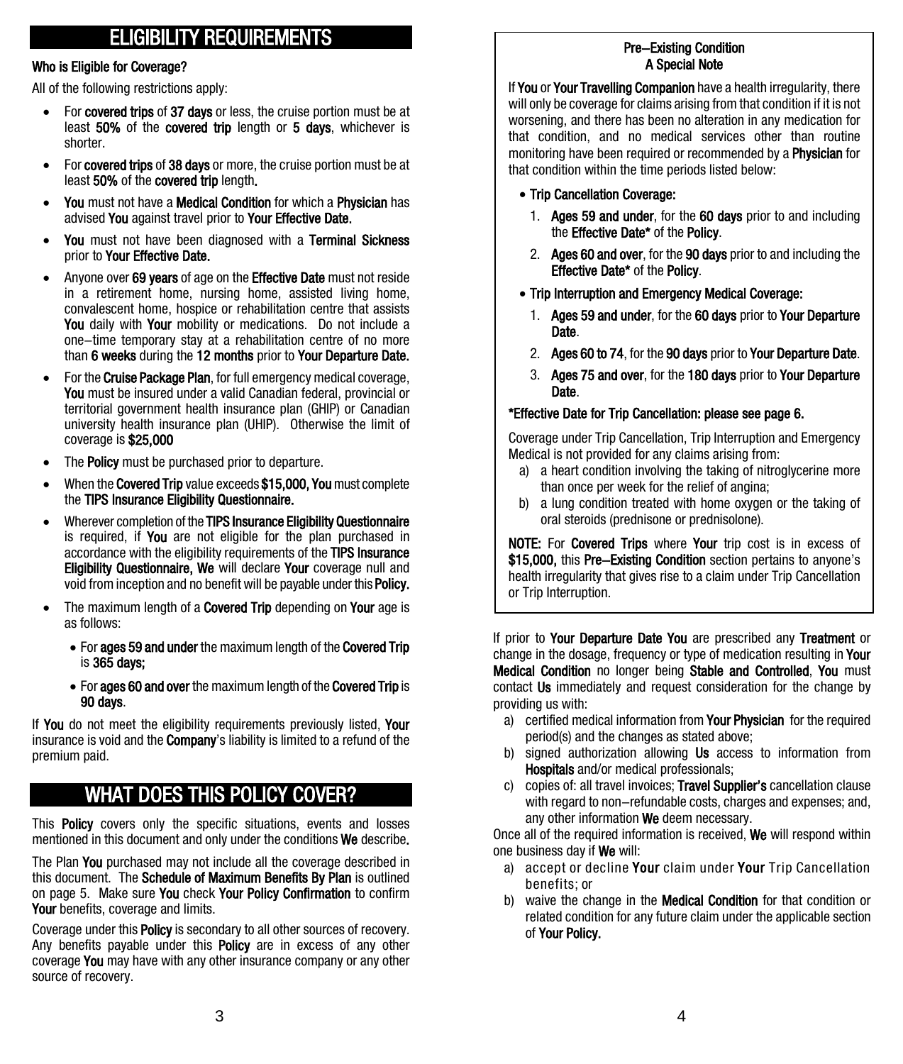## ELIGIBILITY REQUIREMENTS

**Who is Eligible for Coverage?**

All of the following restrictions apply:

- For **covered trips** of **37 days** or less, the cruise portion must be at least **50%** of the **covered trip** length or **5 days**, whichever is shorter.
- For **covered trips** of **38 days** or more, the cruise portion must be at least **50%** of the **covered trip** length**.**
- **You** must not have a **Medical Condition** for which a **Physician** has advised **You** against travel prior to **Your Effective Date.**
- **You** must not have been diagnosed with a **Terminal Sickness** prior to **Your Effective Date.**
- Anyone over **69 years** of age on the **Effective Date** must not reside in a retirement home, nursing home, assisted living home, convalescent home, hospice or rehabilitation centre that assists **You** daily with **Your** mobility or medications. Do not include a one–time temporary stay at a rehabilitation centre of no more than **6 weeks** during the **12 months** prior to **Your Departure Date.**
- For the **Cruise Package Plan**, for full emergency medical coverage, **You** must be insured under a valid Canadian federal, provincial or territorial government health insurance plan (GHIP) or Canadian university health insurance plan (UHIP). Otherwise the limit of coverage is **$25,000**
- The **Policy** must be purchased prior to departure.
- When the **Covered Trip** value exceeds **$15,000, You** must complete the **TIPS Insurance Eligibility Questionnaire.**
- Wherever completion of the **TIPS Insurance Eligibility Questionnaire** is required, if **You** are not eligible for the plan purchased in accordance with the eligibility requirements of the **TIPS Insurance Eligibility Questionnaire, We** will declare **Your** coverage null and void from inception and no benefit will be payable under this **Policy.**
- The maximum length of a **Covered Trip** depending on **Your** age is as follows:
  - For **ages 59 and under** the maximum length of the **Covered Trip** is **365 days;**
  - For **ages 60 and over** the maximum length of the **Covered Trip** is **90 days**.

If **You** do not meet the eligibility requirements previously listed, **Your** insurance is void and the **Company**'s liability is limited to a refund of the premium paid.

## WHAT DOES THIS POLICY COVER?

This **Policy** covers only the specific situations, events and losses mentioned in this document and only under the conditions **We** describe**.**

The Plan **You** purchased may not include all the coverage described in this document. The **Schedule of Maximum Benefits By Plan** is outlined on page 5. Make sure **You** check **Your Policy Confirmation** to confirm **Your** benefits, coverage and limits.

Coverage under this **Policy** is secondary to all other sources of recovery. Any benefits payable under this **Policy** are in excess of any other coverage **You** may have with any other insurance company or any other source of recovery.

**Pre–Existing Condition**
**A Special Note**

If **You** or **Your Travelling Companion** have a health irregularity, there will only be coverage for claims arising from that condition if it is not worsening, and there has been no alteration in any medication for that condition, and no medical services other than routine monitoring have been required or recommended by a **Physician** for that condition within the time periods listed below:

- **Trip Cancellation Coverage:**
  1. **Ages 59 and under**, for the **60 days** prior to and including the **Effective Date*** of the **Policy**.
  2. **Ages 60 and over**, for the **90 days** prior to and including the **Effective Date*** of the **Policy**.
- **Trip Interruption and Emergency Medical Coverage:**
  1. **Ages 59 and under**, for the **60 days** prior to **Your Departure Date**.
  2. **Ages 60 to 74**, for the **90 days** prior to **Your Departure Date**.
  3. **Ages 75 and over**, for the **180 days** prior to **Your Departure Date**.

**\*Effective Date for Trip Cancellation: please see page 6.**

Coverage under Trip Cancellation, Trip Interruption and Emergency Medical is not provided for any claims arising from:

a) a heart condition involving the taking of nitroglycerine more than once per week for the relief of angina;
b) a lung condition treated with home oxygen or the taking of oral steroids (prednisone or prednisolone).

**NOTE:** For **Covered Trips** where **Your** trip cost is in excess of **$15,000,** this **Pre–Existing Condition** section pertains to anyone's health irregularity that gives rise to a claim under Trip Cancellation or Trip Interruption.

If prior to **Your Departure Date You** are prescribed any **Treatment** or change in the dosage, frequency or type of medication resulting in **Your Medical Condition** no longer being **Stable and Controlled**, **You** must contact **Us** immediately and request consideration for the change by providing us with:

a) certified medical information from **Your Physician** for the required period(s) and the changes as stated above;
b) signed authorization allowing **Us** access to information from **Hospitals** and/or medical professionals;
c) copies of: all travel invoices; **Travel Supplier's** cancellation clause with regard to non–refundable costs, charges and expenses; and, any other information **We** deem necessary.

Once all of the required information is received, **We** will respond within one business day if **We** will:

a) accept or decline **Your** claim under **Your** Trip Cancellation benefits; or
b) waive the change in the **Medical Condition** for that condition or related condition for any future claim under the applicable section of **Your Policy.**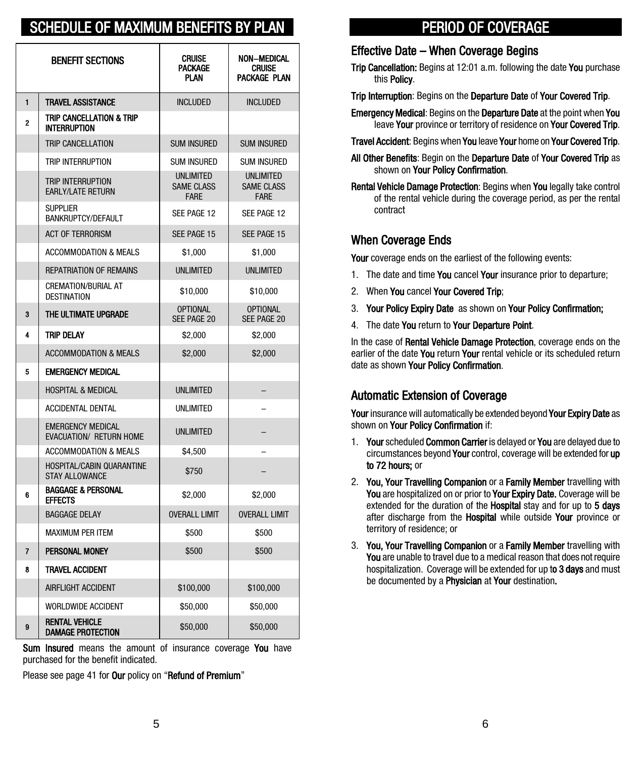# SCHEDULE OF MAXIMUM BENEFITS BY PLAN

| | BENEFIT SECTIONS | CRUISE PACKAGE PLAN | NON–MEDICAL CRUISE PACKAGE PLAN |
|---|---|---|---|
| 1 | **TRAVEL ASSISTANCE** | INCLUDED | INCLUDED |
| 2 | **TRIP CANCELLATION & TRIP INTERRUPTION** | | |
| | TRIP CANCELLATION | SUM INSURED | SUM INSURED |
| | TRIP INTERRUPTION | SUM INSURED | SUM INSURED |
| | TRIP INTERRUPTION EARLY/LATE RETURN | UNLIMITED SAME CLASS FARE | UNLIMITED SAME CLASS FARE |
| | SUPPLIER BANKRUPTCY/DEFAULT | SEE PAGE 12 | SEE PAGE 12 |
| | ACT OF TERRORISM | SEE PAGE 15 | SEE PAGE 15 |
| | ACCOMMODATION & MEALS | $1,000 | $1,000 |
| | REPATRIATION OF REMAINS | UNLIMITED | UNLIMITED |
| | CREMATION/BURIAL AT DESTINATION | $10,000 | $10,000 |
| 3 | **THE ULTIMATE UPGRADE** | OPTIONAL SEE PAGE 20 | OPTIONAL SEE PAGE 20 |
| 4 | **TRIP DELAY** | $2,000 | $2,000 |
| | ACCOMMODATION & MEALS | $2,000 | $2,000 |
| 5 | **EMERGENCY MEDICAL** | | |
| | HOSPITAL & MEDICAL | UNLIMITED | – |
| | ACCIDENTAL DENTAL | UNLIMITED | – |
| | EMERGENCY MEDICAL EVACUATION/ RETURN HOME | UNLIMITED | – |
| | ACCOMMODATION & MEALS | $4,500 | – |
| | HOSPITAL/CABIN QUARANTINE STAY ALLOWANCE | $750 | – |
| 6 | **BAGGAGE & PERSONAL EFFECTS** | $2,000 | $2,000 |
| | BAGGAGE DELAY | OVERALL LIMIT | OVERALL LIMIT |
| | MAXIMUM PER ITEM | $500 | $500 |
| 7 | **PERSONAL MONEY** | $500 | $500 |
| 8 | **TRAVEL ACCIDENT** | | |
| | AIRFLIGHT ACCIDENT | $100,000 | $100,000 |
| | WORLDWIDE ACCIDENT | $50,000 | $50,000 |
| 9 | **RENTAL VEHICLE DAMAGE PROTECTION** | $50,000 | $50,000 |

**Sum Insured** means the amount of insurance coverage **You** have purchased for the benefit indicated.

Please see page 41 for **Our** policy on "**Refund of Premium**"

# PERIOD OF COVERAGE

## Effective Date – When Coverage Begins

**Trip Cancellation:** Begins at 12:01 a.m. following the date **You** purchase this **Policy**.

**Trip Interruption**: Begins on the **Departure Date** of **Your Covered Trip**.

**Emergency Medical**: Begins on the **Departure Date** at the point when **You** leave **Your** province or territory of residence on **Your Covered Trip**.

**Travel Accident**: Begins when **You** leave **Your** home on **Your Covered Trip**.

**All Other Benefits**: Begin on the **Departure Date** of **Your Covered Trip** as shown on **Your Policy Confirmation**.

**Rental Vehicle Damage Protection**: Begins when **You** legally take control of the rental vehicle during the coverage period, as per the rental contract

## When Coverage Ends

**Your** coverage ends on the earliest of the following events:

1. The date and time **You** cancel **Your** insurance prior to departure;
2. When **You** cancel **Your Covered Trip**;
3. **Your Policy Expiry Date** as shown on **Your Policy Confirmation;**
4. The date **You** return to **Your Departure Point**.

In the case of **Rental Vehicle Damage Protection**, coverage ends on the earlier of the date **You** return **Your** rental vehicle or its scheduled return date as shown **Your Policy Confirmation**.

## Automatic Extension of Coverage

**Your** insurance will automatically be extended beyond **Your Expiry Date** as shown on **Your Policy Confirmation** if:

1. **Your** scheduled **Common Carrier** is delayed or **You** are delayed due to circumstances beyond **Your** control, coverage will be extended for **up to 72 hours;** or
2. **You, Your Travelling Companion** or a **Family Member** travelling with **You** are hospitalized on or prior to **Your Expiry Date.** Coverage will be extended for the duration of the **Hospital** stay and for up to **5 days** after discharge from the **Hospital** while outside **Your** province or territory of residence; or
3. **You, Your Travelling Companion** or a **Family Member** travelling with **You** are unable to travel due to a medical reason that does not require hospitalization. Coverage will be extended for up t**o 3 days** and must be documented by a **Physician** at **Your** destination**.**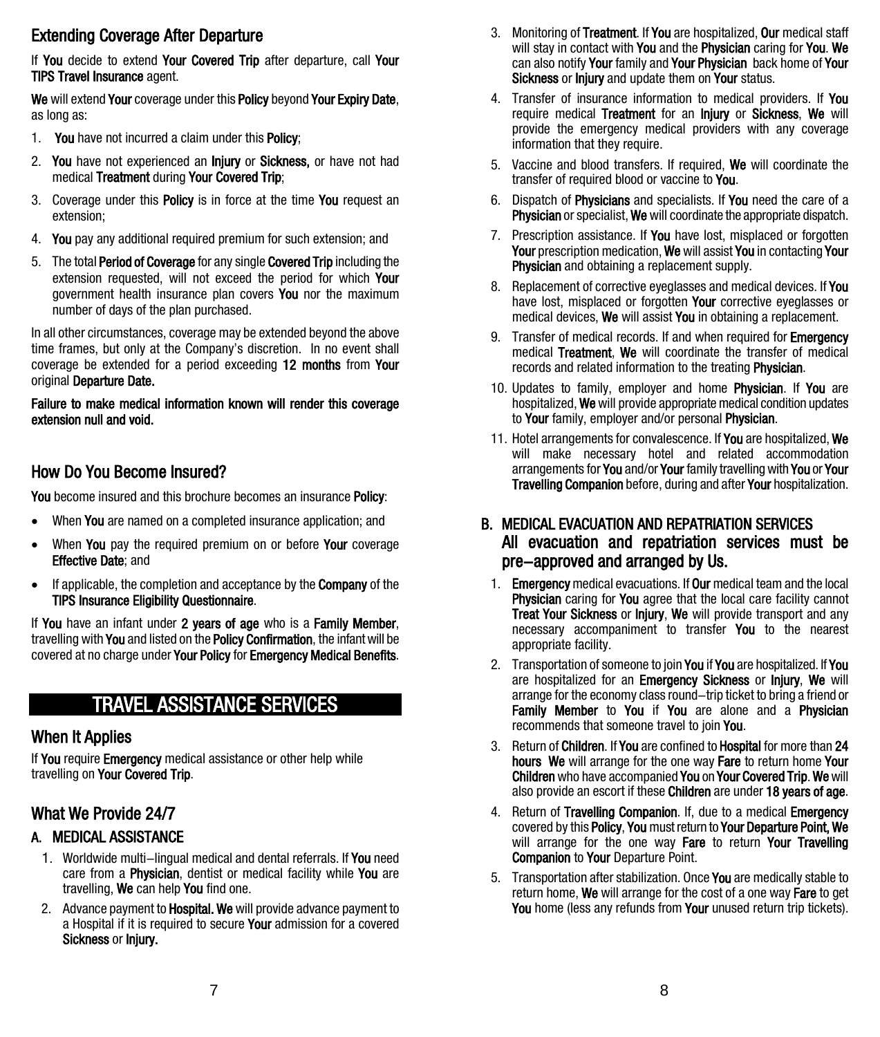## Extending Coverage After Departure

If **You** decide to extend **Your Covered Trip** after departure, call **Your TIPS Travel Insurance** agent.

**We** will extend **Your** coverage under this **Policy** beyond **Your Expiry Date**, as long as:

1. **You** have not incurred a claim under this **Policy**;
2. **You** have not experienced an **Injury** or **Sickness,** or have not had medical **Treatment** during **Your Covered Trip**;
3. Coverage under this **Policy** is in force at the time **You** request an extension;
4. **You** pay any additional required premium for such extension; and
5. The total **Period of Coverage** for any single **Covered Trip** including the extension requested, will not exceed the period for which **Your** government health insurance plan covers **You** nor the maximum number of days of the plan purchased.

In all other circumstances, coverage may be extended beyond the above time frames, but only at the Company's discretion. In no event shall coverage be extended for a period exceeding **12 months** from **Your** original **Departure Date.**

**Failure to make medical information known will render this coverage extension null and void.**

## How Do You Become Insured?

**You** become insured and this brochure becomes an insurance **Policy**:

- When **You** are named on a completed insurance application; and
- When **You** pay the required premium on or before **Your** coverage **Effective Date**; and
- If applicable, the completion and acceptance by the **Company** of the **TIPS Insurance Eligibility Questionnaire**.

If **You** have an infant under **2 years of age** who is a **Family Member**, travelling with **You** and listed on the **Policy Confirmation**, the infant will be covered at no charge under **Your Policy** for **Emergency Medical Benefits**.

# TRAVEL ASSISTANCE SERVICES

## When It Applies

If **You** require **Emergency** medical assistance or other help while travelling on **Your Covered Trip**.

## What We Provide 24/7

### A. MEDICAL ASSISTANCE

1. Worldwide multi–lingual medical and dental referrals. If **You** need care from a **Physician**, dentist or medical facility while **You** are travelling, **We** can help **You** find one.
2. Advance payment to **Hospital. We** will provide advance payment to a Hospital if it is required to secure **Your** admission for a covered **Sickness** or **Injury.**
3. Monitoring of **Treatment**. If **You** are hospitalized, **Our** medical staff will stay in contact with **You** and the **Physician** caring for **You**. **We** can also notify **Your** family and **Your Physician** back home of **Your Sickness** or **Injury** and update them on **Your** status.
4. Transfer of insurance information to medical providers. If **You** require medical **Treatment** for an **Injury** or **Sickness**, **We** will provide the emergency medical providers with any coverage information that they require.
5. Vaccine and blood transfers. If required, **We** will coordinate the transfer of required blood or vaccine to **You**.
6. Dispatch of **Physicians** and specialists. If **You** need the care of a **Physician** or specialist, **We** will coordinate the appropriate dispatch.
7. Prescription assistance. If **You** have lost, misplaced or forgotten **Your** prescription medication, **We** will assist **You** in contacting **Your Physician** and obtaining a replacement supply.
8. Replacement of corrective eyeglasses and medical devices. If **You** have lost, misplaced or forgotten **Your** corrective eyeglasses or medical devices, **We** will assist **You** in obtaining a replacement.
9. Transfer of medical records. If and when required for **Emergency** medical **Treatment**, **We** will coordinate the transfer of medical records and related information to the treating **Physician**.
10. Updates to family, employer and home **Physician**. If **You** are hospitalized, **We** will provide appropriate medical condition updates to **Your** family, employer and/or personal **Physician**.
11. Hotel arrangements for convalescence. If **You** are hospitalized, **We** will make necessary hotel and related accommodation arrangements for **You** and/or **Your** family travelling with **You** or **Your Travelling Companion** before, during and after **Your** hospitalization.

### B. MEDICAL EVACUATION AND REPATRIATION SERVICES

**All evacuation and repatriation services must be pre–approved and arranged by Us.**

1. **Emergency** medical evacuations. If **Our** medical team and the local **Physician** caring for **You** agree that the local care facility cannot **Treat Your Sickness** or **Injury**, **We** will provide transport and any necessary accompaniment to transfer **You** to the nearest appropriate facility.
2. Transportation of someone to join **You** if **You** are hospitalized. If **You** are hospitalized for an **Emergency Sickness** or **Injury**, **We** will arrange for the economy class round–trip ticket to bring a friend or **Family Member** to **You** if **You** are alone and a **Physician** recommends that someone travel to join **You**.
3. Return of **Children**. If **You** are confined to **Hospital** for more than **24 hours We** will arrange for the one way **Fare** to return home **Your Children** who have accompanied **You** on **Your Covered Trip**. **We** will also provide an escort if these **Children** are under **18 years of age**.
4. Return of **Travelling Companion**. If, due to a medical **Emergency** covered by this **Policy**, **You** must return to **Your Departure Point, We** will arrange for the one way **Fare** to return **Your Travelling Companion** to **Your** Departure Point.
5. Transportation after stabilization. Once **You** are medically stable to return home, **We** will arrange for the cost of a one way **Fare** to get **You** home (less any refunds from **Your** unused return trip tickets).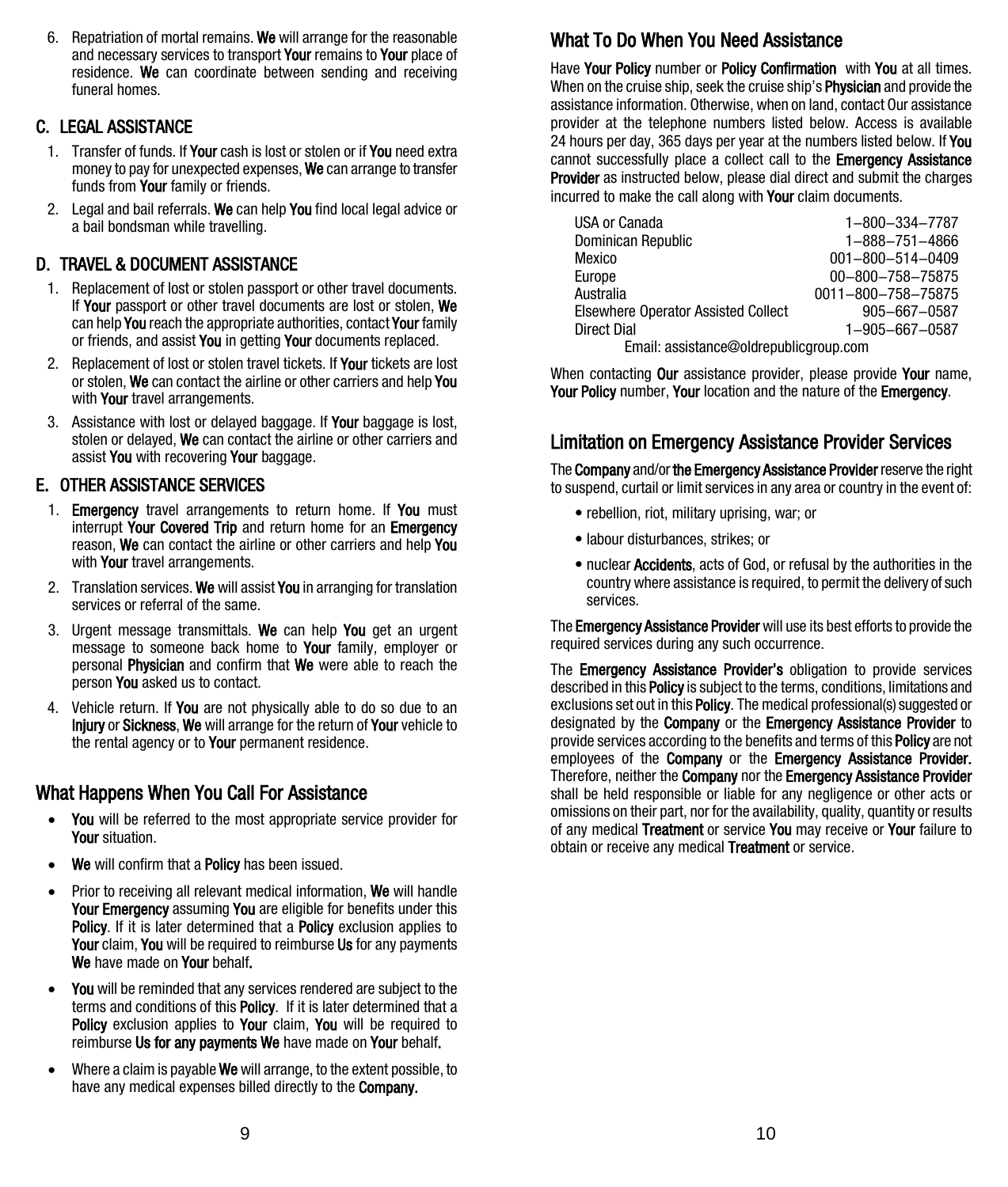6. Repatriation of mortal remains. **We** will arrange for the reasonable and necessary services to transport **Your** remains to **Your** place of residence. **We** can coordinate between sending and receiving funeral homes.

## C. LEGAL ASSISTANCE

1. Transfer of funds. If **Your** cash is lost or stolen or if **You** need extra money to pay for unexpected expenses, **We** can arrange to transfer funds from **Your** family or friends.
2. Legal and bail referrals. **We** can help **You** find local legal advice or a bail bondsman while travelling.

## D. TRAVEL & DOCUMENT ASSISTANCE

1. Replacement of lost or stolen passport or other travel documents. If **Your** passport or other travel documents are lost or stolen, **We** can help **You** reach the appropriate authorities, contact **Your** family or friends, and assist **You** in getting **Your** documents replaced.
2. Replacement of lost or stolen travel tickets. If **Your** tickets are lost or stolen, **We** can contact the airline or other carriers and help **You** with **Your** travel arrangements.
3. Assistance with lost or delayed baggage. If **Your** baggage is lost, stolen or delayed, **We** can contact the airline or other carriers and assist **You** with recovering **Your** baggage.

## E. OTHER ASSISTANCE SERVICES

1. **Emergency** travel arrangements to return home. If **You** must interrupt **Your Covered Trip** and return home for an **Emergency** reason, **We** can contact the airline or other carriers and help **You** with **Your** travel arrangements.
2. Translation services. **We** will assist **You** in arranging for translation services or referral of the same.
3. Urgent message transmittals. **We** can help **You** get an urgent message to someone back home to **Your** family, employer or personal **Physician** and confirm that **We** were able to reach the person **You** asked us to contact.
4. Vehicle return. If **You** are not physically able to do so due to an **Injury** or **Sickness**, **We** will arrange for the return of **Your** vehicle to the rental agency or to **Your** permanent residence.

## What Happens When You Call For Assistance

- **You** will be referred to the most appropriate service provider for **Your** situation.
- **We** will confirm that a **Policy** has been issued.
- Prior to receiving all relevant medical information, **We** will handle **Your Emergency** assuming **You** are eligible for benefits under this **Policy**. If it is later determined that a **Policy** exclusion applies to **Your** claim, **You** will be required to reimburse **Us** for any payments **We** have made on **Your** behalf.
- **You** will be reminded that any services rendered are subject to the terms and conditions of this **Policy**. If it is later determined that a **Policy** exclusion applies to **Your** claim, **You** will be required to reimburse **Us for any payments We** have made on **Your** behalf.
- Where a claim is payable **We** will arrange, to the extent possible, to have any medical expenses billed directly to the **Company.**

## What To Do When You Need Assistance

Have **Your Policy** number or **Policy Confirmation** with **You** at all times. When on the cruise ship, seek the cruise ship's **Physician** and provide the assistance information. Otherwise, when on land, contact Our assistance provider at the telephone numbers listed below. Access is available 24 hours per day, 365 days per year at the numbers listed below. If **You** cannot successfully place a collect call to the **Emergency Assistance Provider** as instructed below, please dial direct and submit the charges incurred to make the call along with **Your** claim documents.

| | |
|---|---|
| USA or Canada | 1–800–334–7787 |
| Dominican Republic | 1–888–751–4866 |
| Mexico | 001–800–514–0409 |
| Europe | 00–800–758–75875 |
| Australia | 0011–800–758–75875 |
| Elsewhere Operator Assisted Collect | 905–667–0587 |
| Direct Dial | 1–905–667–0587 |

Email: assistance@oldrepublicgroup.com

When contacting **Our** assistance provider, please provide **Your** name, **Your Policy** number, **Your** location and the nature of the **Emergency**.

## Limitation on Emergency Assistance Provider Services

The **Company** and/or **the Emergency Assistance Provider** reserve the right to suspend, curtail or limit services in any area or country in the event of:

- rebellion, riot, military uprising, war; or
- labour disturbances, strikes; or
- nuclear **Accidents**, acts of God, or refusal by the authorities in the country where assistance is required, to permit the delivery of such services.

The **Emergency Assistance Provider** will use its best efforts to provide the required services during any such occurrence.

The **Emergency Assistance Provider's** obligation to provide services described in this **Policy** is subject to the terms, conditions, limitations and exclusions set out in this **Policy**. The medical professional(s) suggested or designated by the **Company** or the **Emergency Assistance Provider** to provide services according to the benefits and terms of this **Policy** are not employees of the **Company** or the **Emergency Assistance Provider.** Therefore, neither the **Company** nor the **Emergency Assistance Provider** shall be held responsible or liable for any negligence or other acts or omissions on their part, nor for the availability, quality, quantity or results of any medical **Treatment** or service **You** may receive or **Your** failure to obtain or receive any medical **Treatment** or service.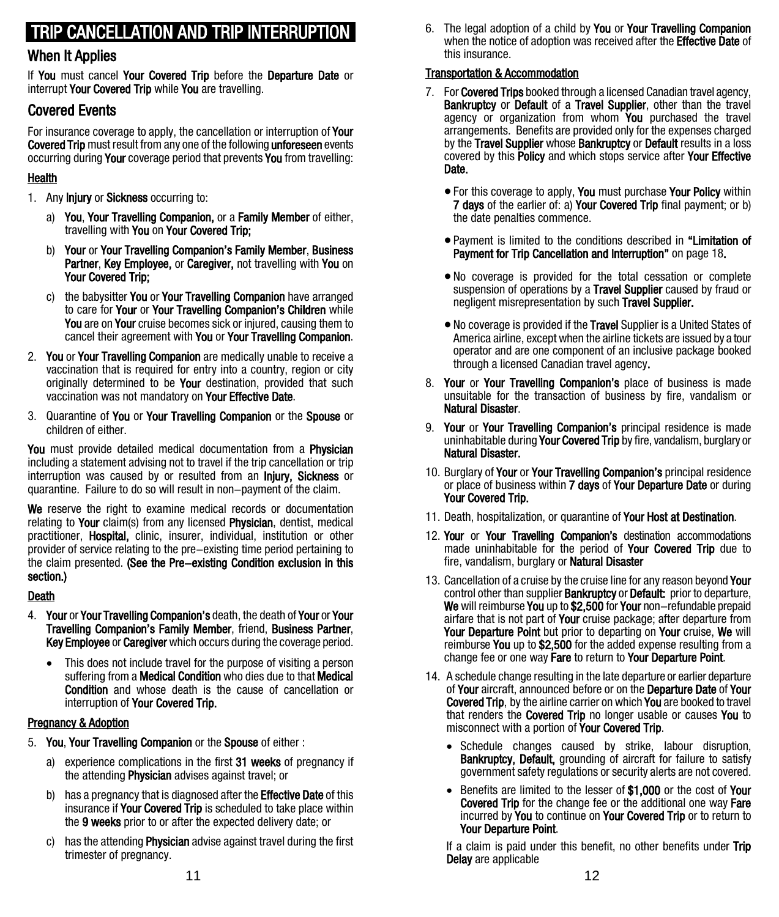# TRIP CANCELLATION AND TRIP INTERRUPTION

## When It Applies

If **You** must cancel **Your Covered Trip** before the **Departure Date** or interrupt **Your Covered Trip** while **You** are travelling.

## Covered Events

For insurance coverage to apply, the cancellation or interruption of **Your Covered Trip** must result from any one of the following **unforeseen** events occurring during **Your** coverage period that prevents **You** from travelling:

**Health**

1. Any **Injury** or **Sickness** occurring to:
   a) **You**, **Your Travelling Companion,** or a **Family Member** of either, travelling with **You** on **Your Covered Trip;**
   b) **Your** or **Your Travelling Companion's Family Member**, **Business Partner**, **Key Employee,** or **Caregiver,** not travelling with **You** on **Your Covered Trip;**
   c) the babysitter **You** or **Your Travelling Companion** have arranged to care for **Your** or **Your Travelling Companion's Children** while **You** are on **Your** cruise becomes sick or injured, causing them to cancel their agreement with **You** or **Your Travelling Companion**.
2. **You** or **Your Travelling Companion** are medically unable to receive a vaccination that is required for entry into a country, region or city originally determined to be **Your** destination, provided that such vaccination was not mandatory on **Your Effective Date**.
3. Quarantine of **You** or **Your Travelling Companion** or the **Spouse** or children of either.

**You** must provide detailed medical documentation from a **Physician** including a statement advising not to travel if the trip cancellation or trip interruption was caused by or resulted from an **Injury, Sickness** or quarantine. Failure to do so will result in non−payment of the claim.

**We** reserve the right to examine medical records or documentation relating to **Your** claim(s) from any licensed **Physician**, dentist, medical practitioner, **Hospital,** clinic, insurer, individual, institution or other provider of service relating to the pre−existing time period pertaining to the claim presented. **(See the Pre−existing Condition exclusion in this section.)**

**Death**

4. **Your** or **Your Travelling Companion's** death, the death of **Your** or **Your Travelling Companion's Family Member**, friend, **Business Partner**, **Key Employee** or **Caregiver** which occurs during the coverage period.
   - This does not include travel for the purpose of visiting a person suffering from a **Medical Condition** who dies due to that **Medical Condition** and whose death is the cause of cancellation or interruption of **Your Covered Trip.**

**Pregnancy & Adoption**

5. **You**, **Your Travelling Companion** or the **Spouse** of either :
   a) experience complications in the first **31 weeks** of pregnancy if the attending **Physician** advises against travel; or
   b) has a pregnancy that is diagnosed after the **Effective Date** of this insurance if **Your Covered Trip** is scheduled to take place within the **9 weeks** prior to or after the expected delivery date; or
   c) has the attending **Physician** advise against travel during the first trimester of pregnancy.
6. The legal adoption of a child by **You** or **Your Travelling Companion** when the notice of adoption was received after the **Effective Date** of this insurance.

**Transportation & Accommodation**

7. For **Covered Trips** booked through a licensed Canadian travel agency, **Bankruptcy** or **Default** of a **Travel Supplier**, other than the travel agency or organization from whom **You** purchased the travel arrangements. Benefits are provided only for the expenses charged by the **Travel Supplier** whose **Bankruptcy** or **Default** results in a loss covered by this **Policy** and which stops service after **Your Effective Date.**
   - For this coverage to apply, **You** must purchase **Your Policy** within **7 days** of the earlier of: a) **Your Covered Trip** final payment; or b) the date penalties commence.
   - Payment is limited to the conditions described in **"Limitation of Payment for Trip Cancellation and Interruption"** on page 18**.**
   - No coverage is provided for the total cessation or complete suspension of operations by a **Travel Supplier** caused by fraud or negligent misrepresentation by such **Travel Supplier.**
   - No coverage is provided if the **Travel** Supplier is a United States of America airline, except when the airline tickets are issued by a tour operator and are one component of an inclusive package booked through a licensed Canadian travel agency**.**
8. **Your** or **Your Travelling Companion's** place of business is made unsuitable for the transaction of business by fire, vandalism or **Natural Disaster**.
9. **Your** or **Your Travelling Companion's** principal residence is made uninhabitable during **Your Covered Trip** by fire, vandalism, burglary or **Natural Disaster.**
10. Burglary of **Your** or **Your Travelling Companion's** principal residence or place of business within **7 days** of **Your Departure Date** or during **Your Covered Trip.**
11. Death, hospitalization, or quarantine of **Your Host at Destination**.
12. **Your** or **Your Travelling Companion's** destination accommodations made uninhabitable for the period of **Your Covered Trip** due to fire, vandalism, burglary or **Natural Disaster**
13. Cancellation of a cruise by the cruise line for any reason beyond **Your** control other than supplier **Bankruptcy** or **Default:** prior to departure, **We** will reimburse **You** up to **$2,500** for **Your** non−refundable prepaid airfare that is not part of **Your** cruise package; after departure from **Your Departure Point** but prior to departing on **Your** cruise, **We** will reimburse **You** up to **$2,500** for the added expense resulting from a change fee or one way **Fare** to return to **Your Departure Point**.
14. A schedule change resulting in the late departure or earlier departure of **Your** aircraft, announced before or on the **Departure Date** of **Your Covered Trip**, by the airline carrier on which **You** are booked to travel that renders the **Covered Trip** no longer usable or causes **You** to misconnect with a portion of **Your Covered Trip**.
    - Schedule changes caused by strike, labour disruption, **Bankruptcy, Default,** grounding of aircraft for failure to satisfy government safety regulations or security alerts are not covered.
    - Benefits are limited to the lesser of **$1,000** or the cost of **Your Covered Trip** for the change fee or the additional one way **Fare** incurred by **You** to continue on **Your Covered Trip** or to return to **Your Departure Point**.

    If a claim is paid under this benefit, no other benefits under **Trip Delay** are applicable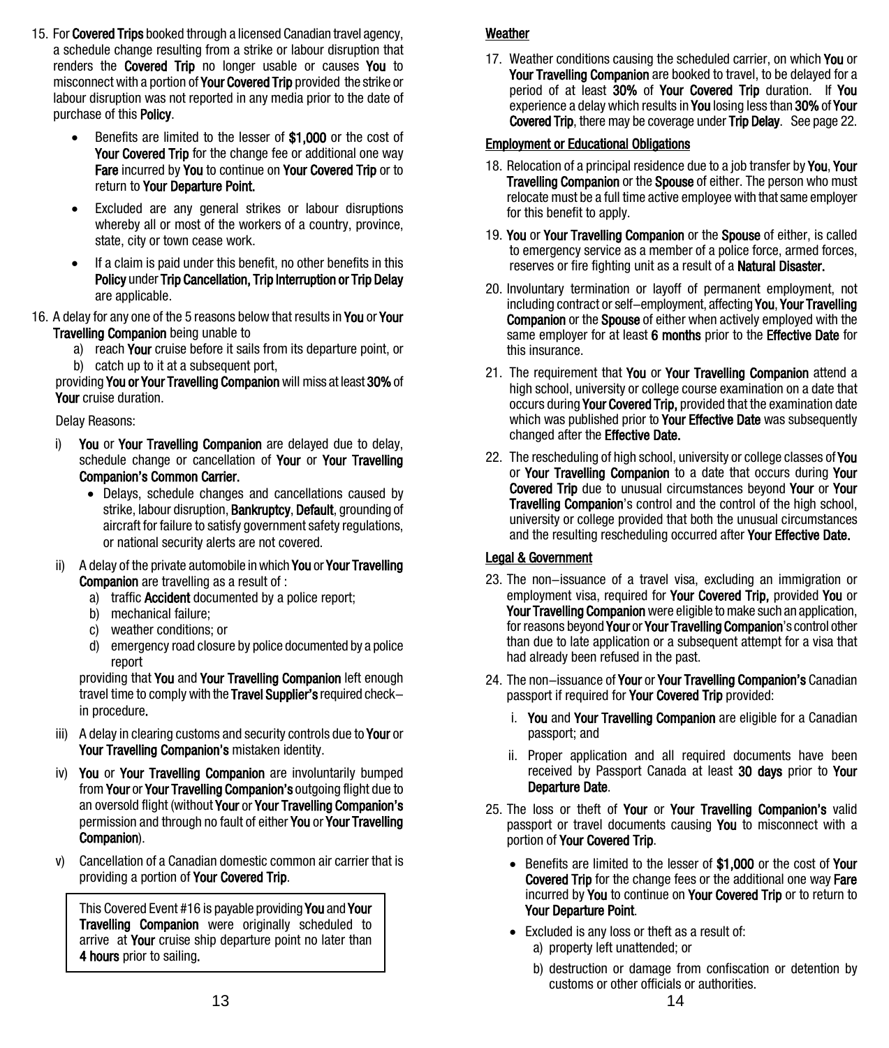15. For **Covered Trips** booked through a licensed Canadian travel agency, a schedule change resulting from a strike or labour disruption that renders the **Covered Trip** no longer usable or causes **You** to misconnect with a portion of **Your Covered Trip** provided the strike or labour disruption was not reported in any media prior to the date of purchase of this **Policy**.

    - Benefits are limited to the lesser of **$1,000** or the cost of **Your Covered Trip** for the change fee or additional one way **Fare** incurred by **You** to continue on **Your Covered Trip** or to return to **Your Departure Point.**
    - Excluded are any general strikes or labour disruptions whereby all or most of the workers of a country, province, state, city or town cease work.
    - If a claim is paid under this benefit, no other benefits in this **Policy** under **Trip Cancellation, Trip Interruption or Trip Delay** are applicable.

16. A delay for any one of the 5 reasons below that results in **You** or **Your Travelling Companion** being unable to

    a) reach **Your** cruise before it sails from its departure point, or
    b) catch up to it at a subsequent port,

    providing **You or Your Travelling Companion** will miss at least **30%** of **Your** cruise duration.

    Delay Reasons:

    i) **You** or **Your Travelling Companion** are delayed due to delay, schedule change or cancellation of **Your** or **Your Travelling Companion's Common Carrier.**
       - Delays, schedule changes and cancellations caused by strike, labour disruption, **Bankruptcy**, **Default**, grounding of aircraft for failure to satisfy government safety regulations, or national security alerts are not covered.

    ii) A delay of the private automobile in which **You** or **Your Travelling Companion** are travelling as a result of :
       a) traffic **Accident** documented by a police report;
       b) mechanical failure;
       c) weather conditions; or
       d) emergency road closure by police documented by a police report

       providing that **You** and **Your Travelling Companion** left enough travel time to comply with the **Travel Supplier's** required check–in procedure.

    iii) A delay in clearing customs and security controls due to **Your** or **Your Travelling Companion's** mistaken identity.

    iv) **You** or **Your Travelling Companion** are involuntarily bumped from **Your** or **Your Travelling Companion's** outgoing flight due to an oversold flight (without **Your** or **Your Travelling Companion's** permission and through no fault of either **You** or **Your Travelling Companion**).

    v) Cancellation of a Canadian domestic common air carrier that is providing a portion of **Your Covered Trip**.

    > This Covered Event #16 is payable providing **You** and **Your Travelling Companion** were originally scheduled to arrive at **Your** cruise ship departure point no later than **4 hours** prior to sailing.

**Weather**

17. Weather conditions causing the scheduled carrier, on which **You** or **Your Travelling Companion** are booked to travel, to be delayed for a period of at least **30%** of **Your Covered Trip** duration. If **You** experience a delay which results in **You** losing less than **30%** of **Your Covered Trip**, there may be coverage under **Trip Delay**. See page 22.

**Employment or Educational Obligations**

18. Relocation of a principal residence due to a job transfer by **You**, **Your Travelling Companion** or the **Spouse** of either. The person who must relocate must be a full time active employee with that same employer for this benefit to apply.

19. **You** or **Your Travelling Companion** or the **Spouse** of either, is called to emergency service as a member of a police force, armed forces, reserves or fire fighting unit as a result of a **Natural Disaster.**

20. Involuntary termination or layoff of permanent employment, not including contract or self–employment, affecting **You**, **Your Travelling Companion** or the **Spouse** of either when actively employed with the same employer for at least **6 months** prior to the **Effective Date** for this insurance.

21. The requirement that **You** or **Your Travelling Companion** attend a high school, university or college course examination on a date that occurs during **Your Covered Trip,** provided that the examination date which was published prior to **Your Effective Date** was subsequently changed after the **Effective Date.**

22. The rescheduling of high school, university or college classes of **You** or **Your Travelling Companion** to a date that occurs during **Your Covered Trip** due to unusual circumstances beyond **Your** or **Your Travelling Companion**'s control and the control of the high school, university or college provided that both the unusual circumstances and the resulting rescheduling occurred after **Your Effective Date.**

**Legal & Government**

23. The non–issuance of a travel visa, excluding an immigration or employment visa, required for **Your Covered Trip,** provided **You** or **Your Travelling Companion** were eligible to make such an application, for reasons beyond **Your** or **Your Travelling Companion**'s control other than due to late application or a subsequent attempt for a visa that had already been refused in the past.

24. The non–issuance of **Your** or **Your Travelling Companion's** Canadian passport if required for **Your Covered Trip** provided:

    i. **You** and **Your Travelling Companion** are eligible for a Canadian passport; and
    ii. Proper application and all required documents have been received by Passport Canada at least **30 days** prior to **Your Departure Date**.

25. The loss or theft of **Your** or **Your Travelling Companion's** valid passport or travel documents causing **You** to misconnect with a portion of **Your Covered Trip**.

    - Benefits are limited to the lesser of **$1,000** or the cost of **Your Covered Trip** for the change fees or the additional one way **Fare** incurred by **You** to continue on **Your Covered Trip** or to return to **Your Departure Point**.
    - Excluded is any loss or theft as a result of:
      a) property left unattended; or
      b) destruction or damage from confiscation or detention by customs or other officials or authorities.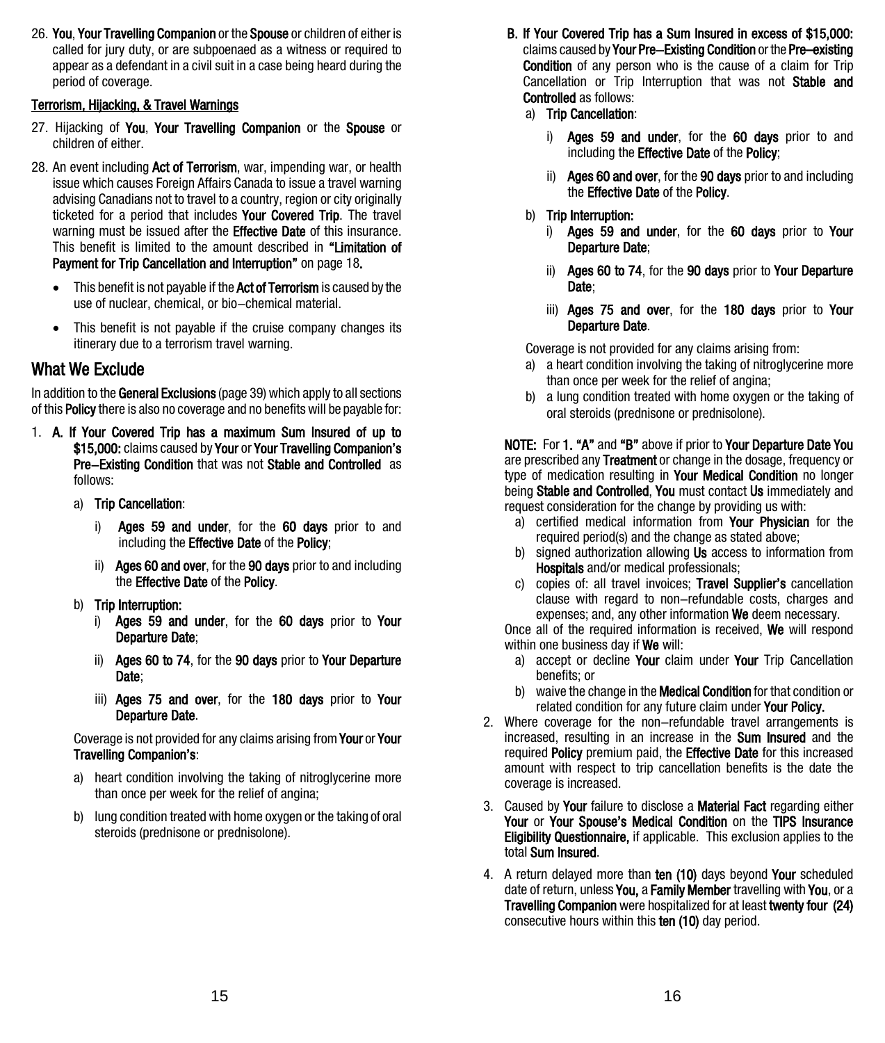26. **You**, **Your Travelling Companion** or the **Spouse** or children of either is called for jury duty, or are subpoenaed as a witness or required to appear as a defendant in a civil suit in a case being heard during the period of coverage.

**Terrorism, Hijacking, & Travel Warnings**

27. Hijacking of **You**, **Your Travelling Companion** or the **Spouse** or children of either.
28. An event including **Act of Terrorism**, war, impending war, or health issue which causes Foreign Affairs Canada to issue a travel warning advising Canadians not to travel to a country, region or city originally ticketed for a period that includes **Your Covered Trip**. The travel warning must be issued after the **Effective Date** of this insurance. This benefit is limited to the amount described in **"Limitation of Payment for Trip Cancellation and Interruption"** on page 18.
    - This benefit is not payable if the **Act of Terrorism** is caused by the use of nuclear, chemical, or bio–chemical material.
    - This benefit is not payable if the cruise company changes its itinerary due to a terrorism travel warning.

## What We Exclude

In addition to the **General Exclusions** (page 39) which apply to all sections of this **Policy** there is also no coverage and no benefits will be payable for:

1. **A. If Your Covered Trip has a maximum Sum Insured of up to $15,000:** claims caused by **Your** or **Your Travelling Companion's Pre–Existing Condition** that was not **Stable and Controlled** as follows:
    a) **Trip Cancellation**:
        i) **Ages 59 and under**, for the **60 days** prior to and including the **Effective Date** of the **Policy**;
        ii) **Ages 60 and over**, for the **90 days** prior to and including the **Effective Date** of the **Policy**.
    b) **Trip Interruption:**
        i) **Ages 59 and under**, for the **60 days** prior to **Your Departure Date**;
        ii) **Ages 60 to 74**, for the **90 days** prior to **Your Departure Date**;
        iii) **Ages 75 and over**, for the **180 days** prior to **Your Departure Date**.

    Coverage is not provided for any claims arising from **Your** or **Your Travelling Companion's**:
    a) heart condition involving the taking of nitroglycerine more than once per week for the relief of angina;
    b) lung condition treated with home oxygen or the taking of oral steroids (prednisone or prednisolone).

    **B. If Your Covered Trip has a Sum Insured in excess of $15,000:** claims caused by **Your Pre–Existing Condition** or the **Pre–existing Condition** of any person who is the cause of a claim for Trip Cancellation or Trip Interruption that was not **Stable and Controlled** as follows:
    a) **Trip Cancellation**:
        i) **Ages 59 and under**, for the **60 days** prior to and including the **Effective Date** of the **Policy**;
        ii) **Ages 60 and over**, for the **90 days** prior to and including the **Effective Date** of the **Policy**.
    b) **Trip Interruption:**
        i) **Ages 59 and under**, for the **60 days** prior to **Your Departure Date**;
        ii) **Ages 60 to 74**, for the **90 days** prior to **Your Departure Date**;
        iii) **Ages 75 and over**, for the **180 days** prior to **Your Departure Date**.

    Coverage is not provided for any claims arising from:
    a) a heart condition involving the taking of nitroglycerine more than once per week for the relief of angina;
    b) a lung condition treated with home oxygen or the taking of oral steroids (prednisone or prednisolone).

    **NOTE:** For **1. "A"** and **"B"** above if prior to **Your Departure Date You** are prescribed any **Treatment** or change in the dosage, frequency or type of medication resulting in **Your Medical Condition** no longer being **Stable and Controlled**, **You** must contact **Us** immediately and request consideration for the change by providing us with:
    a) certified medical information from **Your Physician** for the required period(s) and the change as stated above;
    b) signed authorization allowing **Us** access to information from **Hospitals** and/or medical professionals;
    c) copies of: all travel invoices; **Travel Supplier's** cancellation clause with regard to non–refundable costs, charges and expenses; and, any other information **We** deem necessary.

    Once all of the required information is received, **We** will respond within one business day if **We** will:
    a) accept or decline **Your** claim under **Your** Trip Cancellation benefits; or
    b) waive the change in the **Medical Condition** for that condition or related condition for any future claim under **Your Policy.**
2. Where coverage for the non–refundable travel arrangements is increased, resulting in an increase in the **Sum Insured** and the required **Policy** premium paid, the **Effective Date** for this increased amount with respect to trip cancellation benefits is the date the coverage is increased.
3. Caused by **Your** failure to disclose a **Material Fact** regarding either **Your** or **Your Spouse's Medical Condition** on the **TIPS Insurance Eligibility Questionnaire,** if applicable. This exclusion applies to the total **Sum Insured**.
4. A return delayed more than **ten (10)** days beyond **Your** scheduled date of return, unless **You,** a **Family Member** travelling with **You**, or a **Travelling Companion** were hospitalized for at least **twenty four (24)** consecutive hours within this **ten (10)** day period.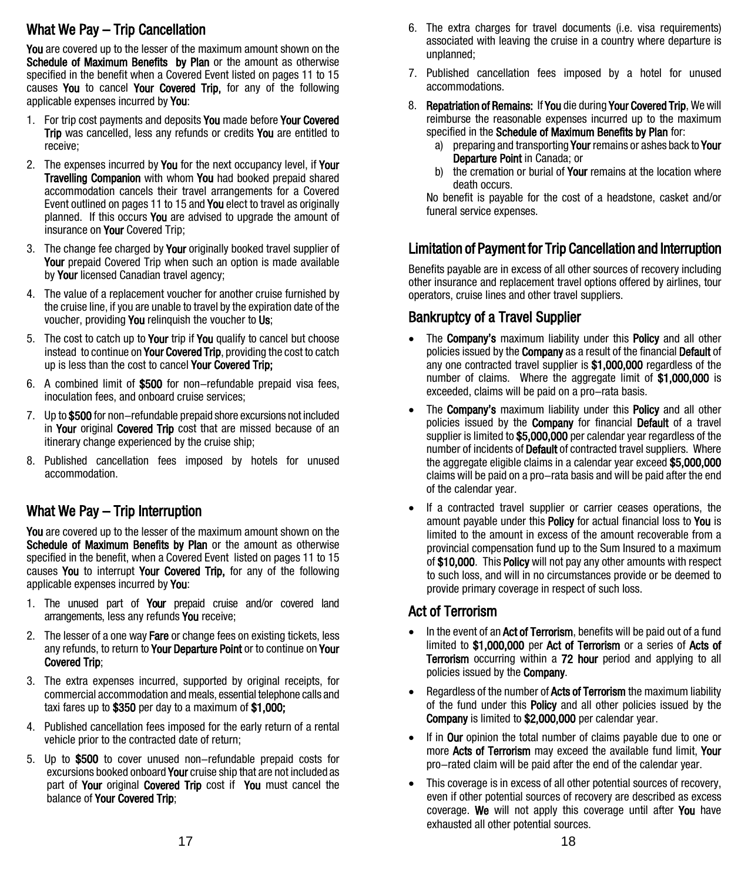## What We Pay – Trip Cancellation

**You** are covered up to the lesser of the maximum amount shown on the **Schedule of Maximum Benefits by Plan** or the amount as otherwise specified in the benefit when a Covered Event listed on pages 11 to 15 causes **You** to cancel **Your Covered Trip,** for any of the following applicable expenses incurred by **You**:

1. For trip cost payments and deposits **You** made before **Your Covered Trip** was cancelled, less any refunds or credits **You** are entitled to receive;
2. The expenses incurred by **You** for the next occupancy level, if **Your Travelling Companion** with whom **You** had booked prepaid shared accommodation cancels their travel arrangements for a Covered Event outlined on pages 11 to 15 and **You** elect to travel as originally planned. If this occurs **You** are advised to upgrade the amount of insurance on **Your** Covered Trip;
3. The change fee charged by **Your** originally booked travel supplier of **Your** prepaid Covered Trip when such an option is made available by **Your** licensed Canadian travel agency;
4. The value of a replacement voucher for another cruise furnished by the cruise line, if you are unable to travel by the expiration date of the voucher, providing **You** relinquish the voucher to **Us**;
5. The cost to catch up to **Your** trip if **You** qualify to cancel but choose instead to continue on **Your Covered Trip**, providing the cost to catch up is less than the cost to cancel **Your Covered Trip;**
6. A combined limit of **$500** for non–refundable prepaid visa fees, inoculation fees, and onboard cruise services;
7. Up to **$500** for non–refundable prepaid shore excursions not included in **Your** original **Covered Trip** cost that are missed because of an itinerary change experienced by the cruise ship;
8. Published cancellation fees imposed by hotels for unused accommodation.

## What We Pay – Trip Interruption

**You** are covered up to the lesser of the maximum amount shown on the **Schedule of Maximum Benefits by Plan** or the amount as otherwise specified in the benefit, when a Covered Event listed on pages 11 to 15 causes **You** to interrupt **Your Covered Trip,** for any of the following applicable expenses incurred by **You**:

1. The unused part of **Your** prepaid cruise and/or covered land arrangements, less any refunds **You** receive;
2. The lesser of a one way **Fare** or change fees on existing tickets, less any refunds, to return to **Your Departure Point** or to continue on **Your Covered Trip**;
3. The extra expenses incurred, supported by original receipts, for commercial accommodation and meals, essential telephone calls and taxi fares up to **$350** per day to a maximum of **$1,000;**
4. Published cancellation fees imposed for the early return of a rental vehicle prior to the contracted date of return;
5. Up to **$500** to cover unused non–refundable prepaid costs for excursions booked onboard **Your** cruise ship that are not included as part of **Your** original **Covered Trip** cost if **You** must cancel the balance of **Your Covered Trip**;
6. The extra charges for travel documents (i.e. visa requirements) associated with leaving the cruise in a country where departure is unplanned;
7. Published cancellation fees imposed by a hotel for unused accommodations.
8. **Repatriation of Remains:** If **You** die during **Your Covered Trip**, We will reimburse the reasonable expenses incurred up to the maximum specified in the **Schedule of Maximum Benefits by Plan** for:
   a) preparing and transporting **Your** remains or ashes back to **Your Departure Point** in Canada; or
   b) the cremation or burial of **Your** remains at the location where death occurs.

   No benefit is payable for the cost of a headstone, casket and/or funeral service expenses.

## Limitation of Payment for Trip Cancellation and Interruption

Benefits payable are in excess of all other sources of recovery including other insurance and replacement travel options offered by airlines, tour operators, cruise lines and other travel suppliers.

### Bankruptcy of a Travel Supplier

- The **Company's** maximum liability under this **Policy** and all other policies issued by the **Company** as a result of the financial **Default** of any one contracted travel supplier is **$1,000,000** regardless of the number of claims. Where the aggregate limit of **$1,000,000** is exceeded, claims will be paid on a pro–rata basis.
- The **Company's** maximum liability under this **Policy** and all other policies issued by the **Company** for financial **Default** of a travel supplier is limited to **$5,000,000** per calendar year regardless of the number of incidents of **Default** of contracted travel suppliers. Where the aggregate eligible claims in a calendar year exceed **$5,000,000** claims will be paid on a pro–rata basis and will be paid after the end of the calendar year.
- If a contracted travel supplier or carrier ceases operations, the amount payable under this **Policy** for actual financial loss to **You** is limited to the amount in excess of the amount recoverable from a provincial compensation fund up to the Sum Insured to a maximum of **$10,000**. This **Policy** will not pay any other amounts with respect to such loss, and will in no circumstances provide or be deemed to provide primary coverage in respect of such loss.

### Act of Terrorism

- In the event of an **Act of Terrorism**, benefits will be paid out of a fund limited to **$1,000,000** per **Act of Terrorism** or a series of **Acts of Terrorism** occurring within a **72 hour** period and applying to all policies issued by the **Company**.
- Regardless of the number of **Acts of Terrorism** the maximum liability of the fund under this **Policy** and all other policies issued by the **Company** is limited to **$2,000,000** per calendar year.
- If in **Our** opinion the total number of claims payable due to one or more **Acts of Terrorism** may exceed the available fund limit, **Your** pro–rated claim will be paid after the end of the calendar year.
- This coverage is in excess of all other potential sources of recovery, even if other potential sources of recovery are described as excess coverage. **We** will not apply this coverage until after **You** have exhausted all other potential sources.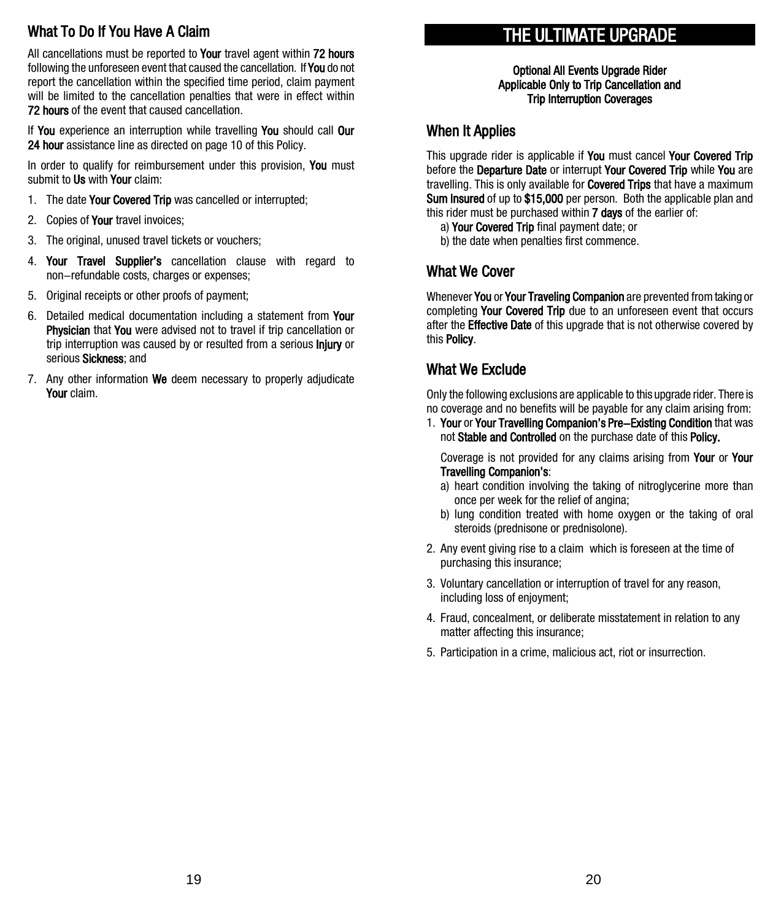## What To Do If You Have A Claim

All cancellations must be reported to **Your** travel agent within **72 hours** following the unforeseen event that caused the cancellation. If **You** do not report the cancellation within the specified time period, claim payment will be limited to the cancellation penalties that were in effect within **72 hours** of the event that caused cancellation.

If **You** experience an interruption while travelling **You** should call **Our 24 hour** assistance line as directed on page 10 of this Policy.

In order to qualify for reimbursement under this provision, **You** must submit to **Us** with **Your** claim:

1. The date **Your Covered Trip** was cancelled or interrupted;
2. Copies of **Your** travel invoices;
3. The original, unused travel tickets or vouchers;
4. **Your Travel Supplier's** cancellation clause with regard to non−refundable costs, charges or expenses;
5. Original receipts or other proofs of payment;
6. Detailed medical documentation including a statement from **Your Physician** that **You** were advised not to travel if trip cancellation or trip interruption was caused by or resulted from a serious **Injury** or serious **Sickness**; and
7. Any other information **We** deem necessary to properly adjudicate **Your** claim.

# THE ULTIMATE UPGRADE

**Optional All Events Upgrade Rider**
**Applicable Only to Trip Cancellation and Trip Interruption Coverages**

## When It Applies

This upgrade rider is applicable if **You** must cancel **Your Covered Trip** before the **Departure Date** or interrupt **Your Covered Trip** while **You** are travelling. This is only available for **Covered Trips** that have a maximum **Sum Insured** of up to **$15,000** per person. Both the applicable plan and this rider must be purchased within **7 days** of the earlier of:

a) **Your Covered Trip** final payment date; or
b) the date when penalties first commence.

## What We Cover

Whenever **You** or **Your Traveling Companion** are prevented from taking or completing **Your Covered Trip** due to an unforeseen event that occurs after the **Effective Date** of this upgrade that is not otherwise covered by this **Policy**.

## What We Exclude

Only the following exclusions are applicable to this upgrade rider. There is no coverage and no benefits will be payable for any claim arising from:

1. **Your** or **Your Travelling Companion's Pre−Existing Condition** that was not **Stable and Controlled** on the purchase date of this **Policy.**

   Coverage is not provided for any claims arising from **Your** or **Your Travelling Companion's**:
   a) heart condition involving the taking of nitroglycerine more than once per week for the relief of angina;
   b) lung condition treated with home oxygen or the taking of oral steroids (prednisone or prednisolone).
2. Any event giving rise to a claim which is foreseen at the time of purchasing this insurance;
3. Voluntary cancellation or interruption of travel for any reason, including loss of enjoyment;
4. Fraud, concealment, or deliberate misstatement in relation to any matter affecting this insurance;
5. Participation in a crime, malicious act, riot or insurrection.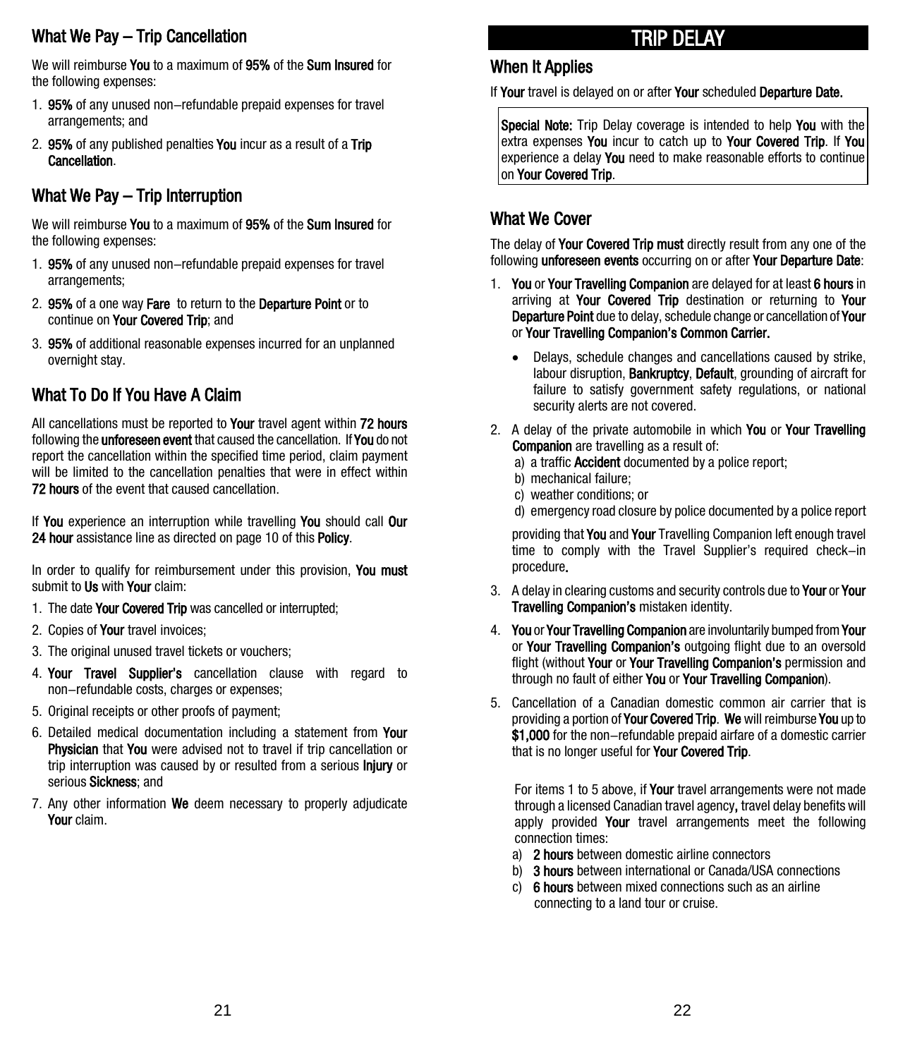## What We Pay – Trip Cancellation

We will reimburse **You** to a maximum of **95%** of the **Sum Insured** for the following expenses:

1. **95%** of any unused non–refundable prepaid expenses for travel arrangements; and
2. **95%** of any published penalties **You** incur as a result of a **Trip Cancellation**.

## What We Pay – Trip Interruption

We will reimburse **You** to a maximum of **95%** of the **Sum Insured** for the following expenses:

1. **95%** of any unused non–refundable prepaid expenses for travel arrangements;
2. **95%** of a one way **Fare** to return to the **Departure Point** or to continue on **Your Covered Trip**; and
3. **95%** of additional reasonable expenses incurred for an unplanned overnight stay.

## What To Do If You Have A Claim

All cancellations must be reported to **Your** travel agent within **72 hours** following the **unforeseen event** that caused the cancellation. If **You** do not report the cancellation within the specified time period, claim payment will be limited to the cancellation penalties that were in effect within **72 hours** of the event that caused cancellation.

If **You** experience an interruption while travelling **You** should call **Our 24 hour** assistance line as directed on page 10 of this **Policy**.

In order to qualify for reimbursement under this provision, **You must** submit to **Us** with **Your** claim:

1. The date **Your Covered Trip** was cancelled or interrupted;
2. Copies of **Your** travel invoices;
3. The original unused travel tickets or vouchers;
4. **Your Travel Supplier's** cancellation clause with regard to non–refundable costs, charges or expenses;
5. Original receipts or other proofs of payment;
6. Detailed medical documentation including a statement from **Your Physician** that **You** were advised not to travel if trip cancellation or trip interruption was caused by or resulted from a serious **Injury** or serious **Sickness**; and
7. Any other information **We** deem necessary to properly adjudicate **Your** claim.

# TRIP DELAY

## When It Applies

If **Your** travel is delayed on or after **Your** scheduled **Departure Date.**

**Special Note:** Trip Delay coverage is intended to help **You** with the extra expenses **You** incur to catch up to **Your Covered Trip**. If **You** experience a delay **You** need to make reasonable efforts to continue on **Your Covered Trip**.

## What We Cover

The delay of **Your Covered Trip must** directly result from any one of the following **unforeseen events** occurring on or after **Your Departure Date**:

1. **You** or **Your Travelling Companion** are delayed for at least **6 hours** in arriving at **Your Covered Trip** destination or returning to **Your Departure Point** due to delay, schedule change or cancellation of **Your** or **Your Travelling Companion's Common Carrier.**
   - Delays, schedule changes and cancellations caused by strike, labour disruption, **Bankruptcy**, **Default**, grounding of aircraft for failure to satisfy government safety regulations, or national security alerts are not covered.
2. A delay of the private automobile in which **You** or **Your Travelling Companion** are travelling as a result of:
   a) a traffic **Accident** documented by a police report;
   b) mechanical failure;
   c) weather conditions; or
   d) emergency road closure by police documented by a police report

   providing that **You** and **Your** Travelling Companion left enough travel time to comply with the Travel Supplier's required check–in procedure**.**
3. A delay in clearing customs and security controls due to **Your** or **Your Travelling Companion's** mistaken identity.
4. **You** or **Your Travelling Companion** are involuntarily bumped from **Your** or **Your Travelling Companion's** outgoing flight due to an oversold flight (without **Your** or **Your Travelling Companion's** permission and through no fault of either **You** or **Your Travelling Companion**).
5. Cancellation of a Canadian domestic common air carrier that is providing a portion of **Your Covered Trip**. **We** will reimburse **You** up to **$1,000** for the non–refundable prepaid airfare of a domestic carrier that is no longer useful for **Your Covered Trip**.

For items 1 to 5 above, if **Your** travel arrangements were not made through a licensed Canadian travel agency**,** travel delay benefits will apply provided **Your** travel arrangements meet the following connection times:

a) **2 hours** between domestic airline connectors
b) **3 hours** between international or Canada/USA connections
c) **6 hours** between mixed connections such as an airline connecting to a land tour or cruise.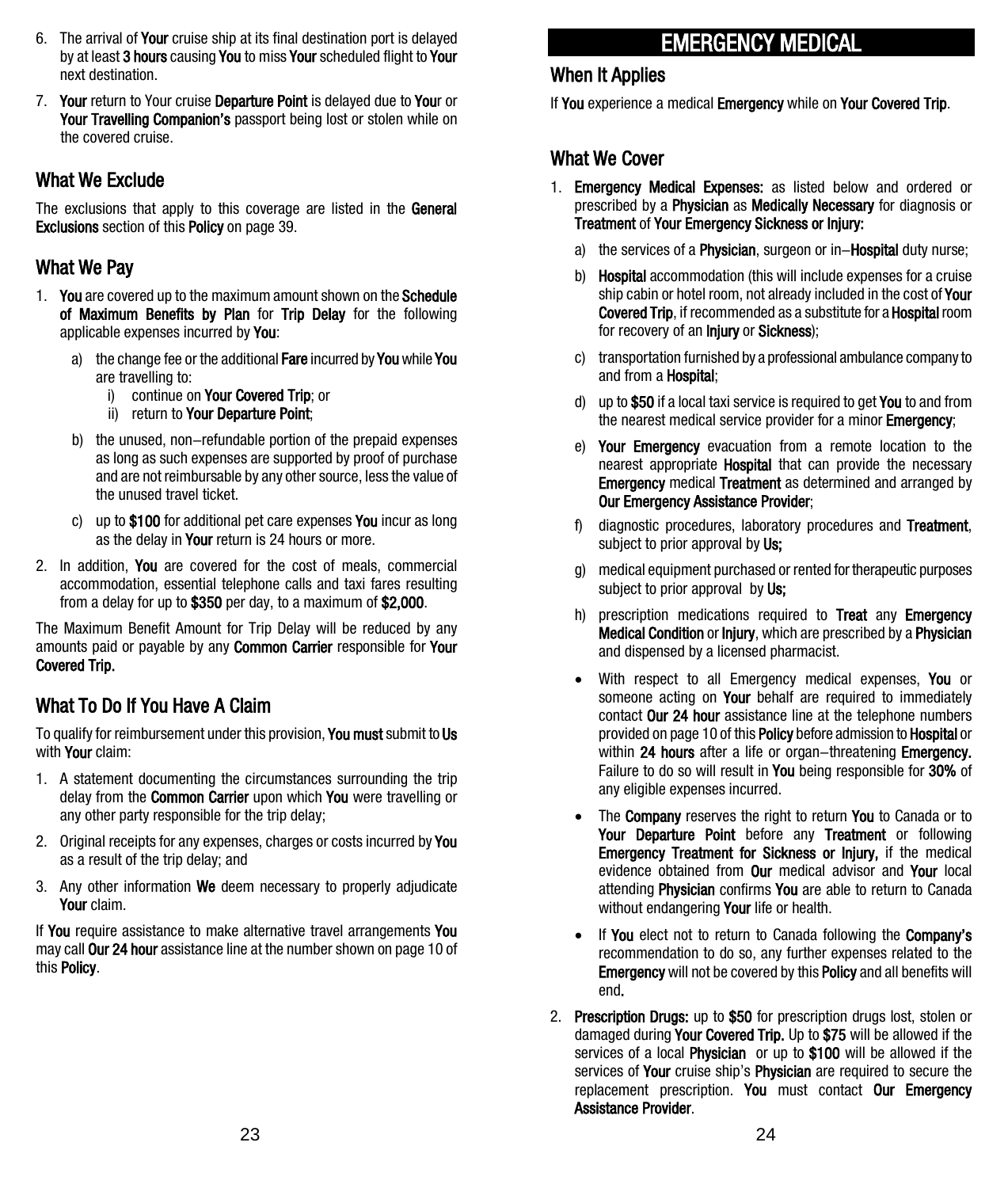6. The arrival of **Your** cruise ship at its final destination port is delayed by at least **3 hours** causing **You** to miss **Your** scheduled flight to **Your** next destination.
7. **Your** return to Your cruise **Departure Point** is delayed due to **You**r or **Your Travelling Companion's** passport being lost or stolen while on the covered cruise.

## What We Exclude

The exclusions that apply to this coverage are listed in the **General Exclusions** section of this **Policy** on page 39.

## What We Pay

1. **You** are covered up to the maximum amount shown on the **Schedule of Maximum Benefits by Plan** for **Trip Delay** for the following applicable expenses incurred by **You**:
   a) the change fee or the additional **Fare** incurred by **You** while **You** are travelling to:
      i) continue on **Your Covered Trip**; or
      ii) return to **Your Departure Point**;
   b) the unused, non−refundable portion of the prepaid expenses as long as such expenses are supported by proof of purchase and are not reimbursable by any other source, less the value of the unused travel ticket.
   c) up to **$100** for additional pet care expenses **You** incur as long as the delay in **Your** return is 24 hours or more.
2. In addition, **You** are covered for the cost of meals, commercial accommodation, essential telephone calls and taxi fares resulting from a delay for up to **$350** per day, to a maximum of **$2,000**.

The Maximum Benefit Amount for Trip Delay will be reduced by any amounts paid or payable by any **Common Carrier** responsible for **Your Covered Trip.**

## What To Do If You Have A Claim

To qualify for reimbursement under this provision, **You must** submit to **Us** with **Your** claim:

1. A statement documenting the circumstances surrounding the trip delay from the **Common Carrier** upon which **You** were travelling or any other party responsible for the trip delay;
2. Original receipts for any expenses, charges or costs incurred by **You** as a result of the trip delay; and
3. Any other information **We** deem necessary to properly adjudicate **Your** claim.

If **You** require assistance to make alternative travel arrangements **You** may call **Our 24 hour** assistance line at the number shown on page 10 of this **Policy**.

# EMERGENCY MEDICAL

## When It Applies

If **You** experience a medical **Emergency** while on **Your Covered Trip**.

## What We Cover

1. **Emergency Medical Expenses:** as listed below and ordered or prescribed by a **Physician** as **Medically Necessary** for diagnosis or **Treatment** of **Your Emergency Sickness or Injury:**
   a) the services of a **Physician**, surgeon or in−**Hospital** duty nurse;
   b) **Hospital** accommodation (this will include expenses for a cruise ship cabin or hotel room, not already included in the cost of **Your Covered Trip**, if recommended as a substitute for a **Hospital** room for recovery of an **Injury** or **Sickness**);
   c) transportation furnished by a professional ambulance company to and from a **Hospital**;
   d) up to **$50** if a local taxi service is required to get **You** to and from the nearest medical service provider for a minor **Emergency**;
   e) **Your Emergency** evacuation from a remote location to the nearest appropriate **Hospital** that can provide the necessary **Emergency** medical **Treatment** as determined and arranged by **Our Emergency Assistance Provider**;
   f) diagnostic procedures, laboratory procedures and **Treatment**, subject to prior approval by **Us;**
   g) medical equipment purchased or rented for therapeutic purposes subject to prior approval by **Us;**
   h) prescription medications required to **Treat** any **Emergency Medical Condition** or **Injury**, which are prescribed by a **Physician** and dispensed by a licensed pharmacist.
   - With respect to all Emergency medical expenses, **You** or someone acting on **Your** behalf are required to immediately contact **Our 24 hour** assistance line at the telephone numbers provided on page 10 of this **Policy** before admission to **Hospital** or within **24 hours** after a life or organ−threatening **Emergency.** Failure to do so will result in **You** being responsible for **30%** of any eligible expenses incurred.
   - The **Company** reserves the right to return **You** to Canada or to **Your Departure Point** before any **Treatment** or following **Emergency Treatment for Sickness or Injury,** if the medical evidence obtained from **Our** medical advisor and **Your** local attending **Physician** confirms **You** are able to return to Canada without endangering **Your** life or health.
   - If **You** elect not to return to Canada following the **Company's** recommendation to do so, any further expenses related to the **Emergency** will not be covered by this **Policy** and all benefits will end**.**
2. **Prescription Drugs:** up to **$50** for prescription drugs lost, stolen or damaged during **Your Covered Trip.** Up to **$75** will be allowed if the services of a local **Physician** or up to **$100** will be allowed if the services of **Your** cruise ship's **Physician** are required to secure the replacement prescription. **You** must contact **Our Emergency Assistance Provider**.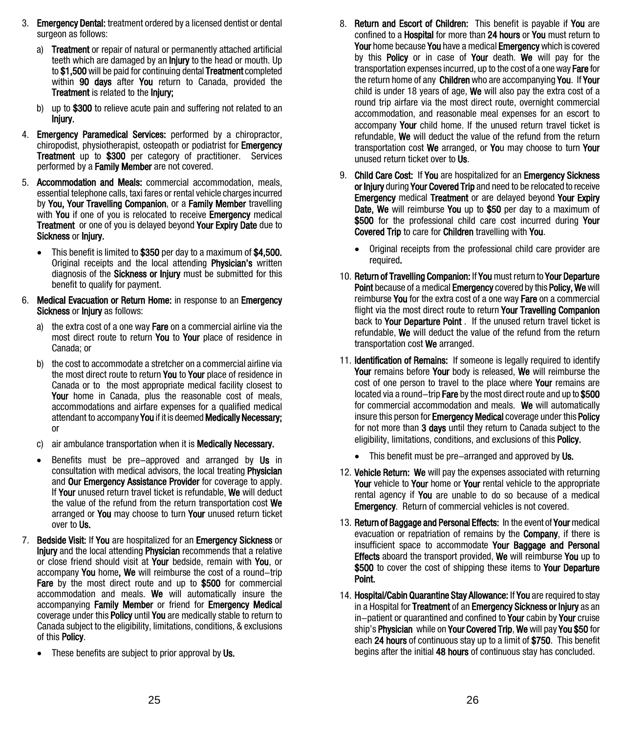3. **Emergency Dental:** treatment ordered by a licensed dentist or dental surgeon as follows:

   a) **Treatment** or repair of natural or permanently attached artificial teeth which are damaged by an **Injury** to the head or mouth. Up to **$1,500** will be paid for continuing dental **Treatment** completed within **90 days** after **You** return to Canada, provided the **Treatment** is related to the **Injury;**

   b) up to **$300** to relieve acute pain and suffering not related to an **Injury.**

4. **Emergency Paramedical Services:** performed by a chiropractor, chiropodist, physiotherapist, osteopath or podiatrist for **Emergency Treatment** up to **$300** per category of practitioner. Services performed by a **Family Member** are not covered.

5. **Accommodation and Meals:** commercial accommodation, meals, essential telephone calls, taxi fares or rental vehicle charges incurred by **You, Your Travelling Companion**, or a **Family Member** travelling with **You** if one of you is relocated to receive **Emergency** medical **Treatment** or one of you is delayed beyond **Your Expiry Date** due to **Sickness** or **Injury.**

   - This benefit is limited to **$350** per day to a maximum of **$4,500.** Original receipts and the local attending **Physician's** written diagnosis of the **Sickness or Injury** must be submitted for this benefit to qualify for payment.

6. **Medical Evacuation or Return Home:** in response to an **Emergency Sickness** or **Injury** as follows:

   a) the extra cost of a one way **Fare** on a commercial airline via the most direct route to return **You** to **Your** place of residence in Canada; or

   b) the cost to accommodate a stretcher on a commercial airline via the most direct route to return **You** to **Your** place of residence in Canada or to the most appropriate medical facility closest to **Your** home in Canada, plus the reasonable cost of meals, accommodations and airfare expenses for a qualified medical attendant to accompany **You** if it is deemed **Medically Necessary;** or

   c) air ambulance transportation when it is **Medically Necessary.**

   - Benefits must be pre–approved and arranged by **Us** in consultation with medical advisors, the local treating **Physician** and **Our Emergency Assistance Provider** for coverage to apply. If **Your** unused return travel ticket is refundable, **We** will deduct the value of the refund from the return transportation cost **We** arranged or **You** may choose to turn **Your** unused return ticket over to **Us.**

7. **Bedside Visit:** If **You** are hospitalized for an **Emergency Sickness** or **Injury** and the local attending **Physician** recommends that a relative or close friend should visit at **Your** bedside, remain with **You**, or accompany **You** home**, We** will reimburse the cost of a round–trip **Fare** by the most direct route and up to **$500** for commercial accommodation and meals. **We** will automatically insure the accompanying **Family Member** or friend for **Emergency Medical** coverage under this **Policy** until **You** are medically stable to return to Canada subject to the eligibility, limitations, conditions, & exclusions of this **Policy**.

   - These benefits are subject to prior approval by **Us.**

8. **Return and Escort of Children:** This benefit is payable if **You** are confined to a **Hospital** for more than **24 hours** or **You** must return to **Your** home because **You** have a medical **Emergency** which is covered by this **Policy** or in case of **Your** death. **We** will pay for the transportation expenses incurred, up to the cost of a one way **Fare** for the return home of any **Children** who are accompanying **You**. If **Your** child is under 18 years of age, **We** will also pay the extra cost of a round trip airfare via the most direct route, overnight commercial accommodation, and reasonable meal expenses for an escort to accompany **Your** child home. If the unused return travel ticket is refundable, **We** will deduct the value of the refund from the return transportation cost **We** arranged, or **You** may choose to turn **Your** unused return ticket over to **Us**.

9. **Child Care Cost:** If **You** are hospitalized for an **Emergency Sickness or Injury** during **Your Covered Trip** and need to be relocated to receive **Emergency** medical **Treatment** or are delayed beyond **Your Expiry Date, We** will reimburse **You** up to **$50** per day to a maximum of **$500** for the professional child care cost incurred during **Your Covered Trip** to care for **Children** travelling with **You**.

   - Original receipts from the professional child care provider are required**.**

10. **Return of Travelling Companion:** If **You** must return to **Your Departure Point** because of a medical **Emergency** covered by this **Policy, We** will reimburse **You** for the extra cost of a one way **Fare** on a commercial flight via the most direct route to return **Your Travelling Companion** back to **Your Departure Point** . If the unused return travel ticket is refundable, **We** will deduct the value of the refund from the return transportation cost **We** arranged.

11. **Identification of Remains:** If someone is legally required to identify **Your** remains before **Your** body is released, **We** will reimburse the cost of one person to travel to the place where **Your** remains are located via a round–trip **Fare** by the most direct route and up to **$500** for commercial accommodation and meals. **We** will automatically insure this person for **Emergency Medical** coverage under this **Policy** for not more than **3 days** until they return to Canada subject to the eligibility, limitations, conditions, and exclusions of this **Policy.**

    - This benefit must be pre–arranged and approved by **Us.**

12. **Vehicle Return: We** will pay the expenses associated with returning **Your** vehicle to **Your** home or **Your** rental vehicle to the appropriate rental agency if **You** are unable to do so because of a medical **Emergency**. Return of commercial vehicles is not covered.

13. **Return of Baggage and Personal Effects:** In the event of **Your** medical evacuation or repatriation of remains by the **Company**, if there is insufficient space to accommodate **Your Baggage and Personal Effects** aboard the transport provided, **We** will reimburse **You** up to **$500** to cover the cost of shipping these items to **Your Departure Point.**

14. **Hospital/Cabin Quarantine Stay Allowance:** If **You** are required to stay in a Hospital for **Treatment** of an **Emergency Sickness or Injury** as an in–patient or quarantined and confined to **Your** cabin by **Your** cruise ship's **Physician** while on **Your Covered Trip**, **We** will pay **You $50** for each **24 hours** of continuous stay up to a limit of **$750**. This benefit begins after the initial **48 hours** of continuous stay has concluded.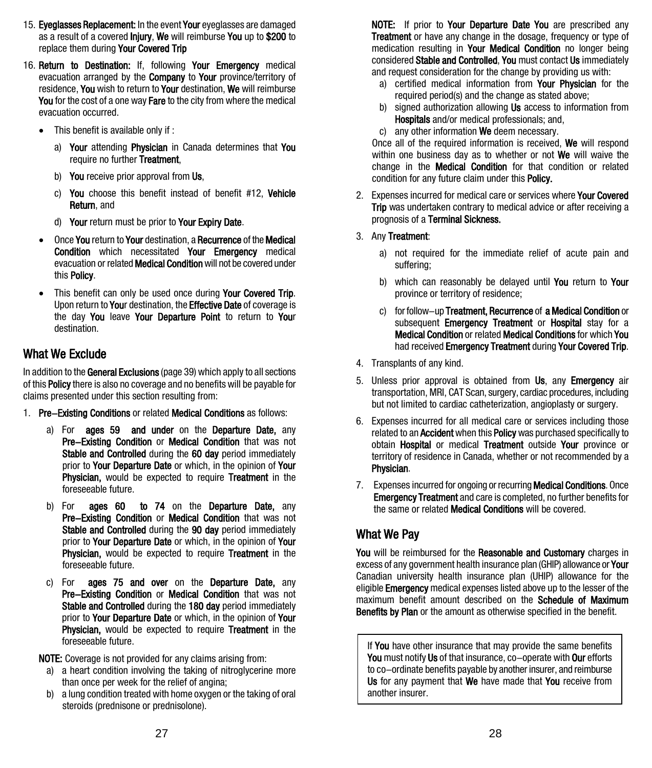15. **Eyeglasses Replacement:** In the event **Your** eyeglasses are damaged as a result of a covered **Injury**, **We** will reimburse **You** up to **$200** to replace them during **Your Covered Trip**

16. **Return to Destination:** If, following **Your Emergency** medical evacuation arranged by the **Company** to **Your** province/territory of residence, **You** wish to return to **Your** destination, **We** will reimburse **You** for the cost of a one way **Fare** to the city from where the medical evacuation occurred.

    - This benefit is available only if :

        a) **Your** attending **Physician** in Canada determines that **You** require no further **Treatment**,

        b) **You** receive prior approval from **Us**,

        c) **You** choose this benefit instead of benefit #12, **Vehicle Return**, and

        d) **Your** return must be prior to **Your Expiry Date**.

    - Once **You** return to **Your** destination, a **Recurrence** of the **Medical Condition** which necessitated **Your Emergency** medical evacuation or related **Medical Condition** will not be covered under this **Policy**.

    - This benefit can only be used once during **Your Covered Trip**. Upon return to **Your** destination, the **Effective Date** of coverage is the day **You** leave **Your Departure Point** to return to **Your** destination.

## What We Exclude

In addition to the **General Exclusions** (page 39) which apply to all sections of this **Policy** there is also no coverage and no benefits will be payable for claims presented under this section resulting from:

1. **Pre–Existing Conditions** or related **Medical Conditions** as follows:

    a) For **ages 59 and under** on the **Departure Date,** any **Pre–Existing Condition** or **Medical Condition** that was not **Stable and Controlled** during the **60 day** period immediately prior to **Your Departure Date** or which, in the opinion of **Your Physician,** would be expected to require **Treatment** in the foreseeable future.

    b) For **ages 60 to 74** on the **Departure Date,** any **Pre–Existing Condition** or **Medical Condition** that was not **Stable and Controlled** during the **90 day** period immediately prior to **Your Departure Date** or which, in the opinion of **Your Physician,** would be expected to require **Treatment** in the foreseeable future.

    c) For **ages 75 and over** on the **Departure Date,** any **Pre–Existing Condition** or **Medical Condition** that was not **Stable and Controlled** during the **180 day** period immediately prior to **Your Departure Date** or which, in the opinion of **Your Physician,** would be expected to require **Treatment** in the foreseeable future.

    **NOTE:** Coverage is not provided for any claims arising from:

    a) a heart condition involving the taking of nitroglycerine more than once per week for the relief of angina;

    b) a lung condition treated with home oxygen or the taking of oral steroids (prednisone or prednisolone).

    **NOTE:** If prior to **Your Departure Date You** are prescribed any **Treatment** or have any change in the dosage, frequency or type of medication resulting in **Your Medical Condition** no longer being considered **Stable and Controlled**, **You** must contact **Us** immediately and request consideration for the change by providing us with:

    a) certified medical information from **Your Physician** for the required period(s) and the change as stated above;

    b) signed authorization allowing **Us** access to information from **Hospitals** and/or medical professionals; and,

    c) any other information **We** deem necessary.

    Once all of the required information is received, **We** will respond within one business day as to whether or not **We** will waive the change in the **Medical Condition** for that condition or related condition for any future claim under this **Policy.**

2. Expenses incurred for medical care or services where **Your Covered Trip** was undertaken contrary to medical advice or after receiving a prognosis of a **Terminal Sickness.**

3. Any **Treatment**:

    a) not required for the immediate relief of acute pain and suffering;

    b) which can reasonably be delayed until **You** return to **Your** province or territory of residence;

    c) for follow–up **Treatment, Recurrence** of **a Medical Condition** or subsequent **Emergency Treatment** or **Hospital** stay for a **Medical Condition** or related **Medical Conditions** for which **You** had received **Emergency Treatment** during **Your Covered Trip**.

4. Transplants of any kind.

5. Unless prior approval is obtained from **Us**, any **Emergency** air transportation, MRI, CAT Scan, surgery, cardiac procedures, including but not limited to cardiac catheterization, angioplasty or surgery.

6. Expenses incurred for all medical care or services including those related to an **Accident** when this **Policy** was purchased specifically to obtain **Hospital** or medical **Treatment** outside **Your** province or territory of residence in Canada, whether or not recommended by a **Physician**.

7. Expenses incurred for ongoing or recurring **Medical Conditions**. Once **Emergency Treatment** and care is completed, no further benefits for the same or related **Medical Conditions** will be covered.

## What We Pay

**You** will be reimbursed for the **Reasonable and Customary** charges in excess of any government health insurance plan (GHIP) allowance or **Your** Canadian university health insurance plan (UHIP) allowance for the eligible **Emergency** medical expenses listed above up to the lesser of the maximum benefit amount described on the **Schedule of Maximum Benefits by Plan** or the amount as otherwise specified in the benefit.

If **You** have other insurance that may provide the same benefits **You** must notify **Us** of that insurance, co–operate with **Our** efforts to co–ordinate benefits payable by another insurer, and reimburse **Us** for any payment that **We** have made that **You** receive from another insurer.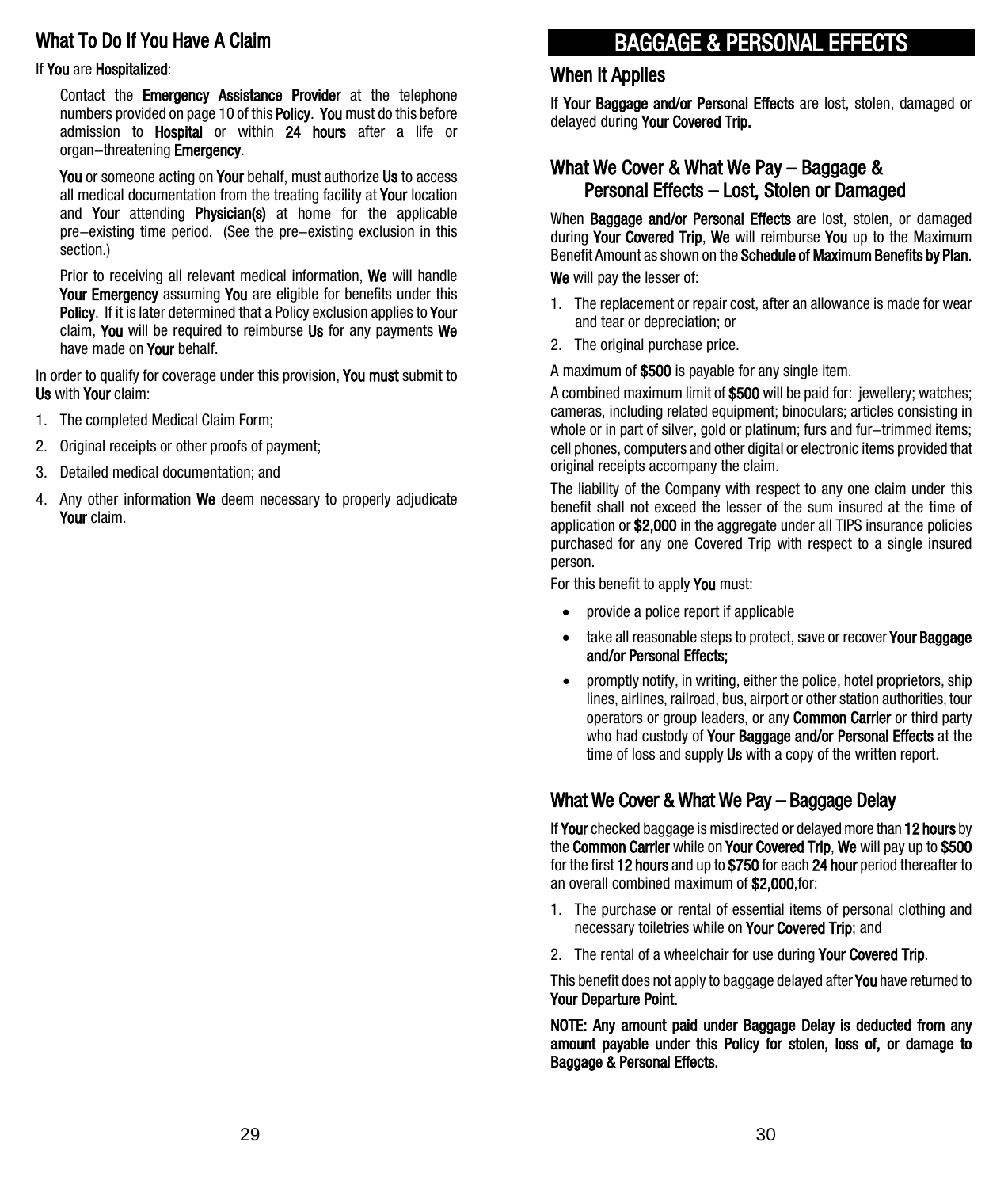## What To Do If You Have A Claim

If **You** are **Hospitalized**:

Contact the **Emergency Assistance Provider** at the telephone numbers provided on page 10 of this **Policy**. **You** must do this before admission to **Hospital** or within **24 hours** after a life or organ−threatening **Emergency**.

**You** or someone acting on **Your** behalf, must authorize **Us** to access all medical documentation from the treating facility at **Your** location and **Your** attending **Physician(s)** at home for the applicable pre−existing time period. (See the pre−existing exclusion in this section.)

Prior to receiving all relevant medical information, **We** will handle **Your Emergency** assuming **You** are eligible for benefits under this **Policy**. If it is later determined that a Policy exclusion applies to **Your** claim, **You** will be required to reimburse **Us** for any payments **We** have made on **Your** behalf.

In order to qualify for coverage under this provision, **You must** submit to **Us** with **Your** claim:

1. The completed Medical Claim Form;
2. Original receipts or other proofs of payment;
3. Detailed medical documentation; and
4. Any other information **We** deem necessary to properly adjudicate **Your** claim.

# BAGGAGE & PERSONAL EFFECTS

## When It Applies

If **Your Baggage and/or Personal Effects** are lost, stolen, damaged or delayed during **Your Covered Trip.**

## What We Cover & What We Pay – Baggage & Personal Effects – Lost, Stolen or Damaged

When **Baggage and/or Personal Effects** are lost, stolen, or damaged during **Your Covered Trip**, **We** will reimburse **You** up to the Maximum Benefit Amount as shown on the **Schedule of Maximum Benefits by Plan**.

**We** will pay the lesser of:

1. The replacement or repair cost, after an allowance is made for wear and tear or depreciation; or
2. The original purchase price.

A maximum of **$500** is payable for any single item.

A combined maximum limit of **$500** will be paid for: jewellery; watches; cameras, including related equipment; binoculars; articles consisting in whole or in part of silver, gold or platinum; furs and fur−trimmed items; cell phones, computers and other digital or electronic items provided that original receipts accompany the claim.

The liability of the Company with respect to any one claim under this benefit shall not exceed the lesser of the sum insured at the time of application or **$2,000** in the aggregate under all TIPS insurance policies purchased for any one Covered Trip with respect to a single insured person.

For this benefit to apply **You** must:

- provide a police report if applicable
- take all reasonable steps to protect, save or recover **Your Baggage and/or Personal Effects;**
- promptly notify, in writing, either the police, hotel proprietors, ship lines, airlines, railroad, bus, airport or other station authorities, tour operators or group leaders, or any **Common Carrier** or third party who had custody of **Your Baggage and/or Personal Effects** at the time of loss and supply **Us** with a copy of the written report.

## What We Cover & What We Pay – Baggage Delay

If **Your** checked baggage is misdirected or delayed more than **12 hours** by the **Common Carrier** while on **Your Covered Trip**, **We** will pay up to **$500** for the first **12 hours** and up to **$750** for each **24 hour** period thereafter to an overall combined maximum of **$2,000**,for:

1. The purchase or rental of essential items of personal clothing and necessary toiletries while on **Your Covered Trip**; and
2. The rental of a wheelchair for use during **Your Covered Trip**.

This benefit does not apply to baggage delayed after **You** have returned to **Your Departure Point.**

**NOTE: Any amount paid under Baggage Delay is deducted from any amount payable under this Policy for stolen, loss of, or damage to Baggage & Personal Effects.**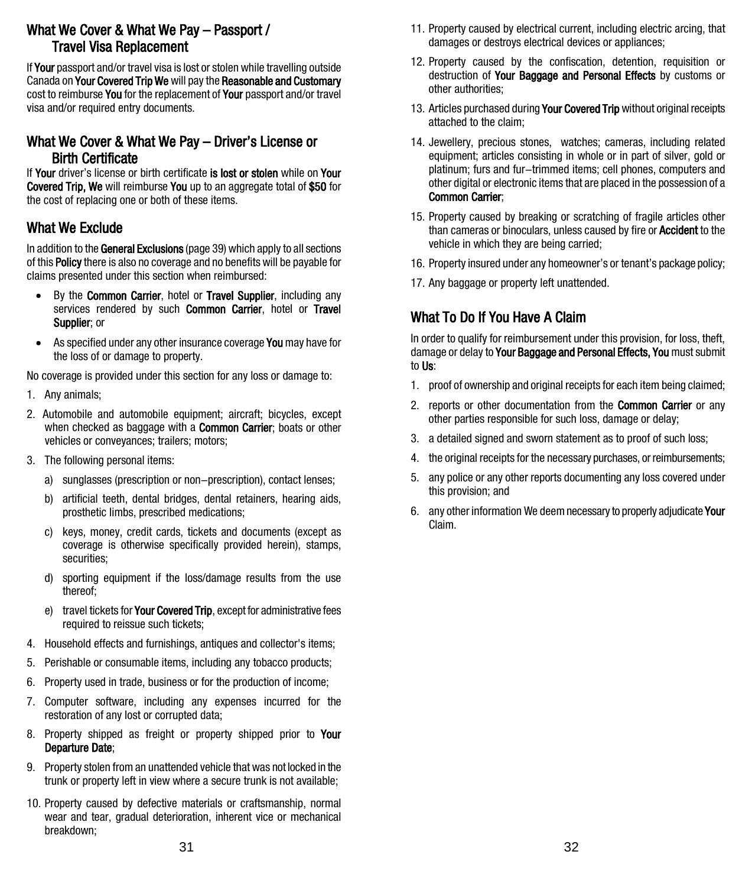## What We Cover & What We Pay – Passport / Travel Visa Replacement

If **Your** passport and/or travel visa is lost or stolen while travelling outside Canada on **Your Covered Trip We** will pay the **Reasonable and Customary** cost to reimburse **You** for the replacement of **Your** passport and/or travel visa and/or required entry documents.

## What We Cover & What We Pay – Driver's License or Birth Certificate

If **Your** driver's license or birth certificate **is lost or stolen** while on **Your Covered Trip, We** will reimburse **You** up to an aggregate total of **$50** for the cost of replacing one or both of these items.

## What We Exclude

In addition to the **General Exclusions** (page 39) which apply to all sections of this **Policy** there is also no coverage and no benefits will be payable for claims presented under this section when reimbursed:

- By the **Common Carrier**, hotel or **Travel Supplier**, including any services rendered by such **Common Carrier**, hotel or **Travel Supplier**; or
- As specified under any other insurance coverage **You** may have for the loss of or damage to property.

No coverage is provided under this section for any loss or damage to:

1. Any animals;
2. Automobile and automobile equipment; aircraft; bicycles, except when checked as baggage with a **Common Carrier**; boats or other vehicles or conveyances; trailers; motors;
3. The following personal items:
   a) sunglasses (prescription or non–prescription), contact lenses;
   b) artificial teeth, dental bridges, dental retainers, hearing aids, prosthetic limbs, prescribed medications;
   c) keys, money, credit cards, tickets and documents (except as coverage is otherwise specifically provided herein), stamps, securities;
   d) sporting equipment if the loss/damage results from the use thereof;
   e) travel tickets for **Your Covered Trip**, except for administrative fees required to reissue such tickets;
4. Household effects and furnishings, antiques and collector's items;
5. Perishable or consumable items, including any tobacco products;
6. Property used in trade, business or for the production of income;
7. Computer software, including any expenses incurred for the restoration of any lost or corrupted data;
8. Property shipped as freight or property shipped prior to **Your Departure Date**;
9. Property stolen from an unattended vehicle that was not locked in the trunk or property left in view where a secure trunk is not available;
10. Property caused by defective materials or craftsmanship, normal wear and tear, gradual deterioration, inherent vice or mechanical breakdown;
11. Property caused by electrical current, including electric arcing, that damages or destroys electrical devices or appliances;
12. Property caused by the confiscation, detention, requisition or destruction of **Your Baggage and Personal Effects** by customs or other authorities;
13. Articles purchased during **Your Covered Trip** without original receipts attached to the claim;
14. Jewellery, precious stones, watches; cameras, including related equipment; articles consisting in whole or in part of silver, gold or platinum; furs and fur–trimmed items; cell phones, computers and other digital or electronic items that are placed in the possession of a **Common Carrier**;
15. Property caused by breaking or scratching of fragile articles other than cameras or binoculars, unless caused by fire or **Accident** to the vehicle in which they are being carried;
16. Property insured under any homeowner's or tenant's package policy;
17. Any baggage or property left unattended.

## What To Do If You Have A Claim

In order to qualify for reimbursement under this provision, for loss, theft, damage or delay to **Your Baggage and Personal Effects, You** must submit to **Us**:

1. proof of ownership and original receipts for each item being claimed;
2. reports or other documentation from the **Common Carrier** or any other parties responsible for such loss, damage or delay;
3. a detailed signed and sworn statement as to proof of such loss;
4. the original receipts for the necessary purchases, or reimbursements;
5. any police or any other reports documenting any loss covered under this provision; and
6. any other information We deem necessary to properly adjudicate **Your** Claim.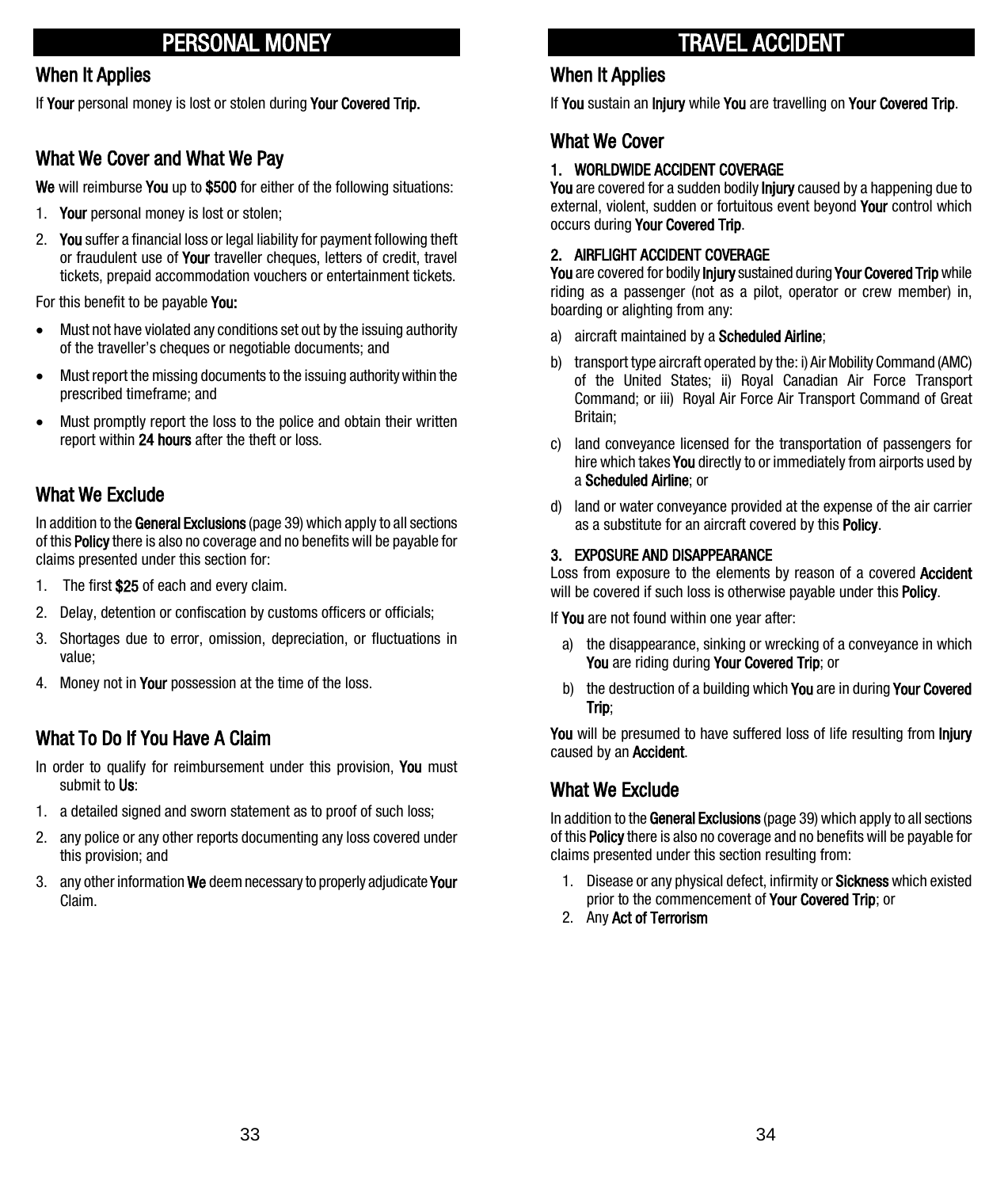# PERSONAL MONEY

## When It Applies

If **Your** personal money is lost or stolen during **Your Covered Trip.**

## What We Cover and What We Pay

**We** will reimburse **You** up to **$500** for either of the following situations:

1. **Your** personal money is lost or stolen;
2. **You** suffer a financial loss or legal liability for payment following theft or fraudulent use of **Your** traveller cheques, letters of credit, travel tickets, prepaid accommodation vouchers or entertainment tickets.

For this benefit to be payable **You:**

- Must not have violated any conditions set out by the issuing authority of the traveller's cheques or negotiable documents; and
- Must report the missing documents to the issuing authority within the prescribed timeframe; and
- Must promptly report the loss to the police and obtain their written report within **24 hours** after the theft or loss.

## What We Exclude

In addition to the **General Exclusions** (page 39) which apply to all sections of this **Policy** there is also no coverage and no benefits will be payable for claims presented under this section for:

1. The first **$25** of each and every claim.
2. Delay, detention or confiscation by customs officers or officials;
3. Shortages due to error, omission, depreciation, or fluctuations in value;
4. Money not in **Your** possession at the time of the loss.

## What To Do If You Have A Claim

In order to qualify for reimbursement under this provision, **You** must submit to **Us**:

1. a detailed signed and sworn statement as to proof of such loss;
2. any police or any other reports documenting any loss covered under this provision; and
3. any other information **We** deem necessary to properly adjudicate **Your** Claim.

# TRAVEL ACCIDENT

## When It Applies

If **You** sustain an **Injury** while **You** are travelling on **Your Covered Trip**.

## What We Cover

**1. WORLDWIDE ACCIDENT COVERAGE**

**You** are covered for a sudden bodily **Injury** caused by a happening due to external, violent, sudden or fortuitous event beyond **Your** control which occurs during **Your Covered Trip**.

**2. AIRFLIGHT ACCIDENT COVERAGE**

**You** are covered for bodily **Injury** sustained during **Your Covered Trip** while riding as a passenger (not as a pilot, operator or crew member) in, boarding or alighting from any:

a) aircraft maintained by a **Scheduled Airline**;

b) transport type aircraft operated by the: i) Air Mobility Command (AMC) of the United States; ii) Royal Canadian Air Force Transport Command; or iii) Royal Air Force Air Transport Command of Great Britain;

c) land conveyance licensed for the transportation of passengers for hire which takes **You** directly to or immediately from airports used by a **Scheduled Airline**; or

d) land or water conveyance provided at the expense of the air carrier as a substitute for an aircraft covered by this **Policy**.

**3. EXPOSURE AND DISAPPEARANCE**

Loss from exposure to the elements by reason of a covered **Accident** will be covered if such loss is otherwise payable under this **Policy**.

If **You** are not found within one year after:

a) the disappearance, sinking or wrecking of a conveyance in which **You** are riding during **Your Covered Trip**; or

b) the destruction of a building which **You** are in during **Your Covered Trip**;

**You** will be presumed to have suffered loss of life resulting from **Injury** caused by an **Accident**.

## What We Exclude

In addition to the **General Exclusions** (page 39) which apply to all sections of this **Policy** there is also no coverage and no benefits will be payable for claims presented under this section resulting from:

1. Disease or any physical defect, infirmity or **Sickness** which existed prior to the commencement of **Your Covered Trip**; or
2. Any **Act of Terrorism**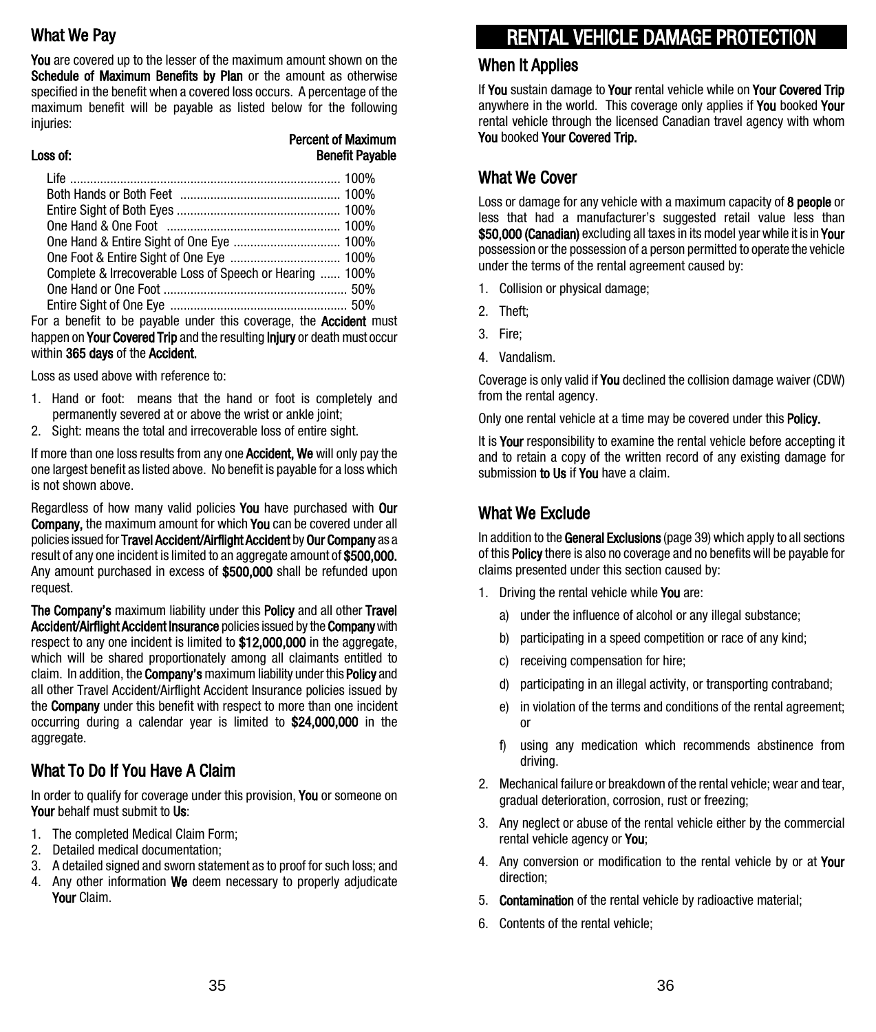## What We Pay

**You** are covered up to the lesser of the maximum amount shown on the **Schedule of Maximum Benefits by Plan** or the amount as otherwise specified in the benefit when a covered loss occurs. A percentage of the maximum benefit will be payable as listed below for the following injuries:

| Loss of: | Percent of Maximum Benefit Payable |
|---|---|
| Life | 100% |
| Both Hands or Both Feet | 100% |
| Entire Sight of Both Eyes | 100% |
| One Hand & One Foot | 100% |
| One Hand & Entire Sight of One Eye | 100% |
| One Foot & Entire Sight of One Eye | 100% |
| Complete & Irrecoverable Loss of Speech or Hearing | 100% |
| One Hand or One Foot | 50% |
| Entire Sight of One Eye | 50% |

For a benefit to be payable under this coverage, the **Accident** must happen on **Your Covered Trip** and the resulting **Injury** or death must occur within **365 days** of the **Accident.**

Loss as used above with reference to:

1. Hand or foot: means that the hand or foot is completely and permanently severed at or above the wrist or ankle joint;
2. Sight: means the total and irrecoverable loss of entire sight.

If more than one loss results from any one **Accident, We** will only pay the one largest benefit as listed above. No benefit is payable for a loss which is not shown above.

Regardless of how many valid policies **You** have purchased with **Our Company,** the maximum amount for which **You** can be covered under all policies issued for **Travel Accident/Airflight Accident** by **Our Company** as a result of any one incident is limited to an aggregate amount of **$500,000.** Any amount purchased in excess of **$500,000** shall be refunded upon request.

**The Company's** maximum liability under this **Policy** and all other **Travel Accident/Airflight Accident Insurance** policies issued by the **Company** with respect to any one incident is limited to **$12,000,000** in the aggregate, which will be shared proportionately among all claimants entitled to claim. In addition, the **Company's** maximum liability under this **Policy** and all other Travel Accident/Airflight Accident Insurance policies issued by the **Company** under this benefit with respect to more than one incident occurring during a calendar year is limited to **$24,000,000** in the aggregate.

## What To Do If You Have A Claim

In order to qualify for coverage under this provision, **You** or someone on **Your** behalf must submit to **Us**:

1. The completed Medical Claim Form;
2. Detailed medical documentation;
3. A detailed signed and sworn statement as to proof for such loss; and
4. Any other information **We** deem necessary to properly adjudicate **Your** Claim.

# RENTAL VEHICLE DAMAGE PROTECTION

## When It Applies

If **You** sustain damage to **Your** rental vehicle while on **Your Covered Trip** anywhere in the world. This coverage only applies if **You** booked **Your** rental vehicle through the licensed Canadian travel agency with whom **You** booked **Your Covered Trip.**

## What We Cover

Loss or damage for any vehicle with a maximum capacity of **8 people** or less that had a manufacturer's suggested retail value less than **$50,000 (Canadian)** excluding all taxes in its model year while it is in **Your** possession or the possession of a person permitted to operate the vehicle under the terms of the rental agreement caused by:

1. Collision or physical damage;
2. Theft;
3. Fire;
4. Vandalism.

Coverage is only valid if **You** declined the collision damage waiver (CDW) from the rental agency.

Only one rental vehicle at a time may be covered under this **Policy.**

It is **Your** responsibility to examine the rental vehicle before accepting it and to retain a copy of the written record of any existing damage for submission **to Us** if **You** have a claim.

## What We Exclude

In addition to the **General Exclusions** (page 39) which apply to all sections of this **Policy** there is also no coverage and no benefits will be payable for claims presented under this section caused by:

1. Driving the rental vehicle while **You** are:
   a) under the influence of alcohol or any illegal substance;
   b) participating in a speed competition or race of any kind;
   c) receiving compensation for hire;
   d) participating in an illegal activity, or transporting contraband;
   e) in violation of the terms and conditions of the rental agreement; or
   f) using any medication which recommends abstinence from driving.
2. Mechanical failure or breakdown of the rental vehicle; wear and tear, gradual deterioration, corrosion, rust or freezing;
3. Any neglect or abuse of the rental vehicle either by the commercial rental vehicle agency or **You**;
4. Any conversion or modification to the rental vehicle by or at **Your** direction;
5. **Contamination** of the rental vehicle by radioactive material;
6. Contents of the rental vehicle;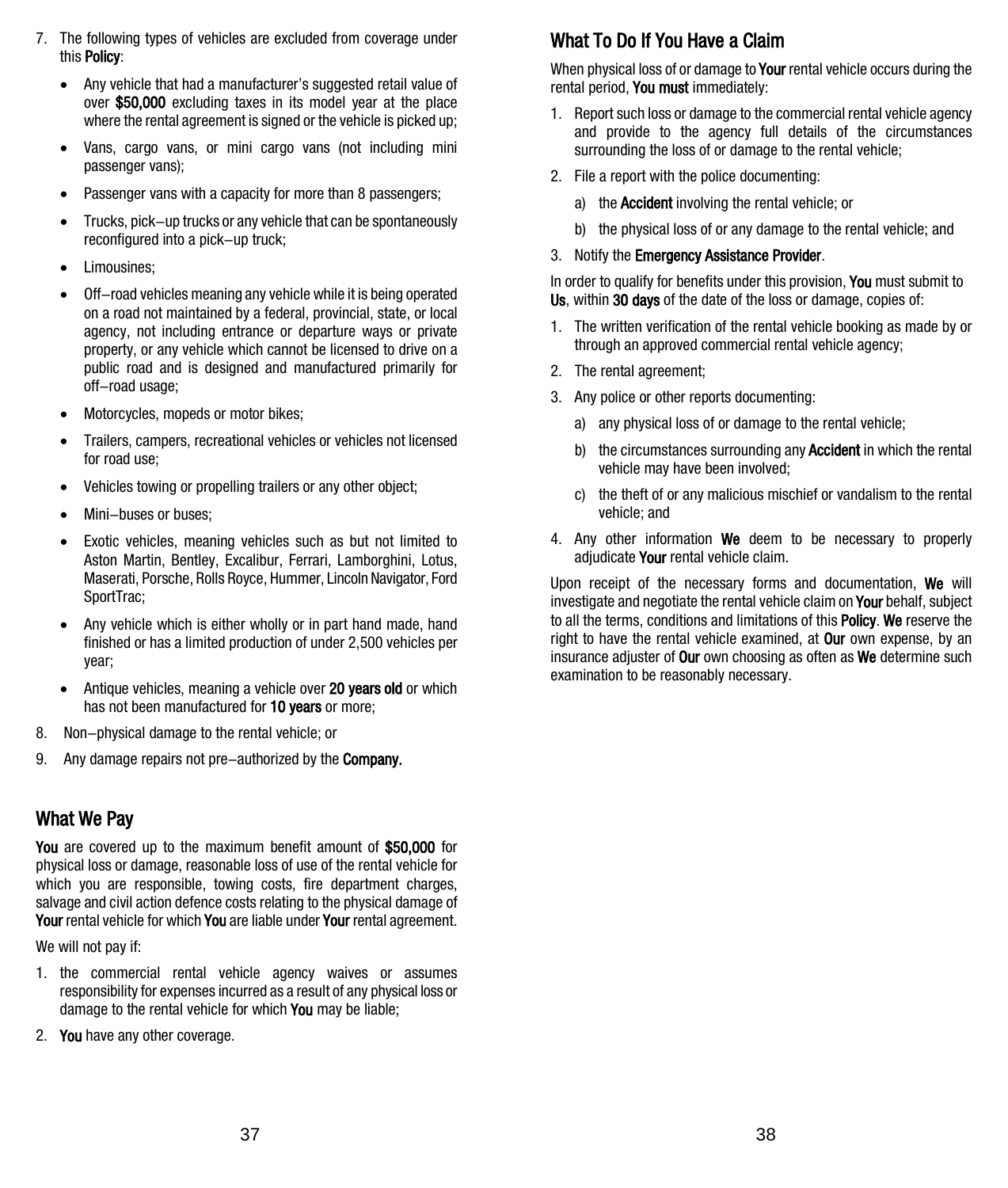7. The following types of vehicles are excluded from coverage under this **Policy**:

   - Any vehicle that had a manufacturer's suggested retail value of over **$50,000** excluding taxes in its model year at the place where the rental agreement is signed or the vehicle is picked up;
   - Vans, cargo vans, or mini cargo vans (not including mini passenger vans);
   - Passenger vans with a capacity for more than 8 passengers;
   - Trucks, pick−up trucks or any vehicle that can be spontaneously reconfigured into a pick−up truck;
   - Limousines;
   - Off−road vehicles meaning any vehicle while it is being operated on a road not maintained by a federal, provincial, state, or local agency, not including entrance or departure ways or private property, or any vehicle which cannot be licensed to drive on a public road and is designed and manufactured primarily for off−road usage;
   - Motorcycles, mopeds or motor bikes;
   - Trailers, campers, recreational vehicles or vehicles not licensed for road use;
   - Vehicles towing or propelling trailers or any other object;
   - Mini−buses or buses;
   - Exotic vehicles, meaning vehicles such as but not limited to Aston Martin, Bentley, Excalibur, Ferrari, Lamborghini, Lotus, Maserati, Porsche, Rolls Royce, Hummer, Lincoln Navigator, Ford SportTrac;
   - Any vehicle which is either wholly or in part hand made, hand finished or has a limited production of under 2,500 vehicles per year;
   - Antique vehicles, meaning a vehicle over **20 years old** or which has not been manufactured for **10 years** or more;

8. Non−physical damage to the rental vehicle; or
9. Any damage repairs not pre−authorized by the **Company.**

## What We Pay

**You** are covered up to the maximum benefit amount of **$50,000** for physical loss or damage, reasonable loss of use of the rental vehicle for which you are responsible, towing costs, fire department charges, salvage and civil action defence costs relating to the physical damage of **Your** rental vehicle for which **You** are liable under **Your** rental agreement.

We will not pay if:

1. the commercial rental vehicle agency waives or assumes responsibility for expenses incurred as a result of any physical loss or damage to the rental vehicle for which **You** may be liable;
2. **You** have any other coverage.

## What To Do If You Have a Claim

When physical loss of or damage to **Your** rental vehicle occurs during the rental period, **You must** immediately:

1. Report such loss or damage to the commercial rental vehicle agency and provide to the agency full details of the circumstances surrounding the loss of or damage to the rental vehicle;
2. File a report with the police documenting:
   a) the **Accident** involving the rental vehicle; or
   b) the physical loss of or any damage to the rental vehicle; and
3. Notify the **Emergency Assistance Provider**.

In order to qualify for benefits under this provision, **You** must submit to **Us**, within **30 days** of the date of the loss or damage, copies of:

1. The written verification of the rental vehicle booking as made by or through an approved commercial rental vehicle agency;
2. The rental agreement;
3. Any police or other reports documenting:
   a) any physical loss of or damage to the rental vehicle;
   b) the circumstances surrounding any **Accident** in which the rental vehicle may have been involved;
   c) the theft of or any malicious mischief or vandalism to the rental vehicle; and
4. Any other information **We** deem to be necessary to properly adjudicate **Your** rental vehicle claim.

Upon receipt of the necessary forms and documentation, **We** will investigate and negotiate the rental vehicle claim on **Your** behalf, subject to all the terms, conditions and limitations of this **Policy**. **We** reserve the right to have the rental vehicle examined, at **Our** own expense, by an insurance adjuster of **Our** own choosing as often as **We** determine such examination to be reasonably necessary.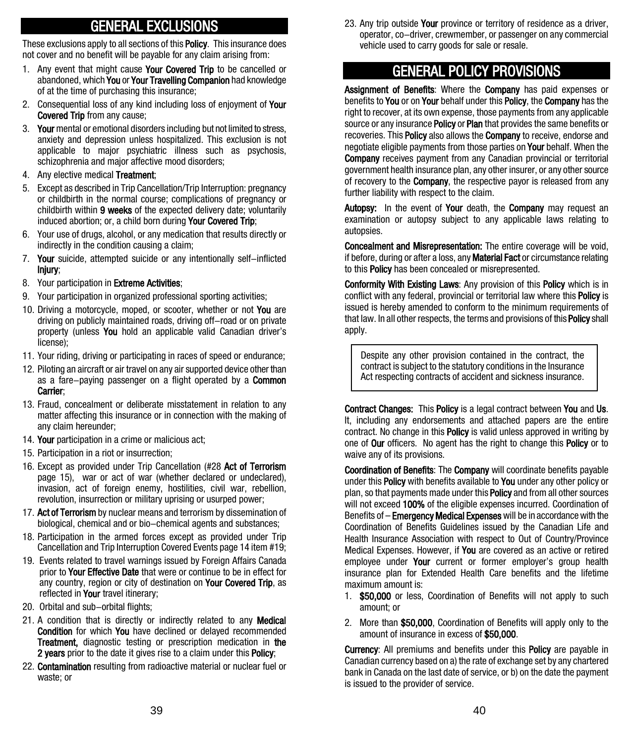## GENERAL EXCLUSIONS

These exclusions apply to all sections of this **Policy**. This insurance does not cover and no benefit will be payable for any claim arising from:

1. Any event that might cause **Your Covered Trip** to be cancelled or abandoned, which **You** or **Your Travelling Companion** had knowledge of at the time of purchasing this insurance;
2. Consequential loss of any kind including loss of enjoyment of **Your Covered Trip** from any cause;
3. **Your** mental or emotional disorders including but not limited to stress, anxiety and depression unless hospitalized. This exclusion is not applicable to major psychiatric illness such as psychosis, schizophrenia and major affective mood disorders;
4. Any elective medical **Treatment**;
5. Except as described in Trip Cancellation/Trip Interruption: pregnancy or childbirth in the normal course; complications of pregnancy or childbirth within **9 weeks** of the expected delivery date; voluntarily induced abortion; or, a child born during **Your Covered Trip**;
6. Your use of drugs, alcohol, or any medication that results directly or indirectly in the condition causing a claim;
7. **Your** suicide, attempted suicide or any intentionally self–inflicted **Injury**;
8. Your participation in **Extreme Activities**;
9. Your participation in organized professional sporting activities;
10. Driving a motorcycle, moped, or scooter, whether or not **You** are driving on publicly maintained roads, driving off–road or on private property (unless **You** hold an applicable valid Canadian driver's license);
11. Your riding, driving or participating in races of speed or endurance;
12. Piloting an aircraft or air travel on any air supported device other than as a fare–paying passenger on a flight operated by a **Common Carrier**;
13. Fraud, concealment or deliberate misstatement in relation to any matter affecting this insurance or in connection with the making of any claim hereunder;
14. **Your** participation in a crime or malicious act;
15. Participation in a riot or insurrection;
16. Except as provided under Trip Cancellation (#28 **Act of Terrorism** page 15), war or act of war (whether declared or undeclared), invasion, act of foreign enemy, hostilities, civil war, rebellion, revolution, insurrection or military uprising or usurped power;
17. **Act of Terrorism** by nuclear means and terrorism by dissemination of biological, chemical and or bio–chemical agents and substances;
18. Participation in the armed forces except as provided under Trip Cancellation and Trip Interruption Covered Events page 14 item #19;
19. Events related to travel warnings issued by Foreign Affairs Canada prior to **Your Effective Date** that were or continue to be in effect for any country, region or city of destination on **Your Covered Trip**, as reflected in **Your** travel itinerary;
20. Orbital and sub–orbital flights;
21. A condition that is directly or indirectly related to any **Medical Condition** for which **You** have declined or delayed recommended **Treatment,** diagnostic testing or prescription medication in **the 2 years** prior to the date it gives rise to a claim under this **Policy**;
22. **Contamination** resulting from radioactive material or nuclear fuel or waste; or
23. Any trip outside **Your** province or territory of residence as a driver, operator, co–driver, crewmember, or passenger on any commercial vehicle used to carry goods for sale or resale.

## GENERAL POLICY PROVISIONS

**Assignment of Benefits**: Where the **Company** has paid expenses or benefits to **You** or on **Your** behalf under this **Policy**, the **Company** has the right to recover, at its own expense, those payments from any applicable source or any insurance **Policy** or **Plan** that provides the same benefits or recoveries. This **Policy** also allows the **Company** to receive, endorse and negotiate eligible payments from those parties on **Your** behalf. When the **Company** receives payment from any Canadian provincial or territorial government health insurance plan, any other insurer, or any other source of recovery to the **Company**, the respective payor is released from any further liability with respect to the claim.

**Autopsy:** In the event of **Your** death, the **Company** may request an examination or autopsy subject to any applicable laws relating to autopsies.

**Concealment and Misrepresentation:** The entire coverage will be void, if before, during or after a loss, any **Material Fact** or circumstance relating to this **Policy** has been concealed or misrepresented.

**Conformity With Existing Laws**: Any provision of this **Policy** which is in conflict with any federal, provincial or territorial law where this **Policy** is issued is hereby amended to conform to the minimum requirements of that law. In all other respects, the terms and provisions of this **Policy** shall apply.

> Despite any other provision contained in the contract, the contract is subject to the statutory conditions in the Insurance Act respecting contracts of accident and sickness insurance.

**Contract Changes:** This **Policy** is a legal contract between **You** and **Us**. It, including any endorsements and attached papers are the entire contract. No change in this **Policy** is valid unless approved in writing by one of **Our** officers. No agent has the right to change this **Policy** or to waive any of its provisions.

**Coordination of Benefits**: The **Company** will coordinate benefits payable under this **Policy** with benefits available to **You** under any other policy or plan, so that payments made under this **Policy** and from all other sources will not exceed **100%** of the eligible expenses incurred. Coordination of Benefits of – **Emergency Medical Expenses** will be in accordance with the Coordination of Benefits Guidelines issued by the Canadian Life and Health Insurance Association with respect to Out of Country/Province Medical Expenses. However, if **You** are covered as an active or retired employee under **Your** current or former employer's group health insurance plan for Extended Health Care benefits and the lifetime maximum amount is:

1. **$50,000** or less, Coordination of Benefits will not apply to such amount; or
2. More than **$50,000**, Coordination of Benefits will apply only to the amount of insurance in excess of **$50,000**.

**Currency**: All premiums and benefits under this **Policy** are payable in Canadian currency based on a) the rate of exchange set by any chartered bank in Canada on the last date of service, or b) on the date the payment is issued to the provider of service.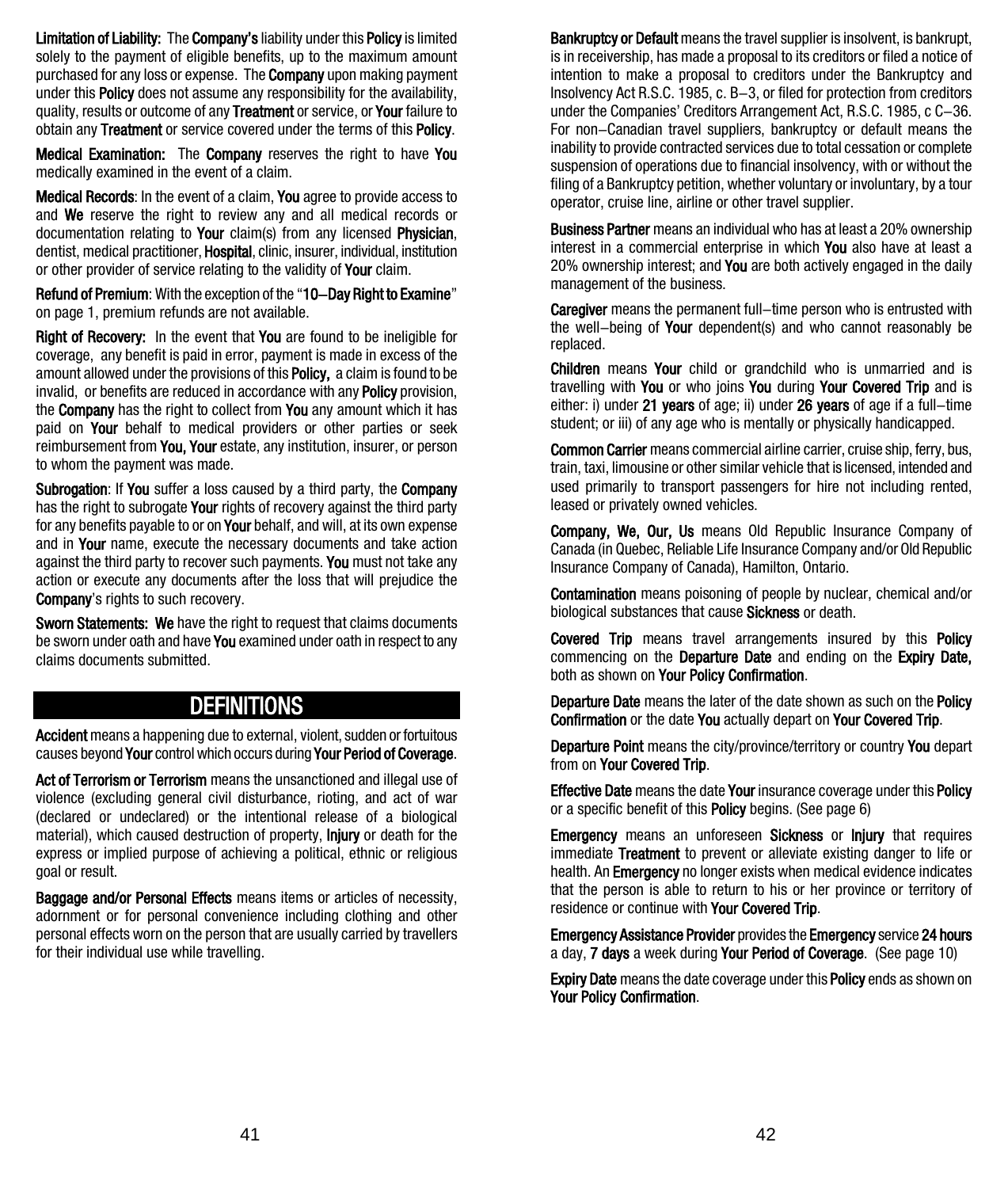**Limitation of Liability:** The **Company's** liability under this **Policy** is limited solely to the payment of eligible benefits, up to the maximum amount purchased for any loss or expense. The **Company** upon making payment under this **Policy** does not assume any responsibility for the availability, quality, results or outcome of any **Treatment** or service, or **Your** failure to obtain any **Treatment** or service covered under the terms of this **Policy**.

**Medical Examination:** The **Company** reserves the right to have **You** medically examined in the event of a claim.

**Medical Records**: In the event of a claim, **You** agree to provide access to and **We** reserve the right to review any and all medical records or documentation relating to **Your** claim(s) from any licensed **Physician**, dentist, medical practitioner, **Hospital**, clinic, insurer, individual, institution or other provider of service relating to the validity of **Your** claim.

**Refund of Premium**: With the exception of the "**10–Day Right to Examine**" on page 1, premium refunds are not available.

**Right of Recovery:** In the event that **You** are found to be ineligible for coverage, any benefit is paid in error, payment is made in excess of the amount allowed under the provisions of this **Policy,** a claim is found to be invalid, or benefits are reduced in accordance with any **Policy** provision, the **Company** has the right to collect from **You** any amount which it has paid on **Your** behalf to medical providers or other parties or seek reimbursement from **You, Your** estate, any institution, insurer, or person to whom the payment was made.

**Subrogation**: If **You** suffer a loss caused by a third party, the **Company** has the right to subrogate **Your** rights of recovery against the third party for any benefits payable to or on **Your** behalf, and will, at its own expense and in **Your** name, execute the necessary documents and take action against the third party to recover such payments. **You** must not take any action or execute any documents after the loss that will prejudice the **Company**'s rights to such recovery.

**Sworn Statements:** **We** have the right to request that claims documents be sworn under oath and have **You** examined under oath in respect to any claims documents submitted.

## DEFINITIONS

**Accident** means a happening due to external, violent, sudden or fortuitous causes beyond **Your** control which occurs during **Your Period of Coverage**.

**Act of Terrorism or Terrorism** means the unsanctioned and illegal use of violence (excluding general civil disturbance, rioting, and act of war (declared or undeclared) or the intentional release of a biological material), which caused destruction of property, **Injury** or death for the express or implied purpose of achieving a political, ethnic or religious goal or result.

**Baggage and/or Personal Effects** means items or articles of necessity, adornment or for personal convenience including clothing and other personal effects worn on the person that are usually carried by travellers for their individual use while travelling.

**Bankruptcy or Default** means the travel supplier is insolvent, is bankrupt, is in receivership, has made a proposal to its creditors or filed a notice of intention to make a proposal to creditors under the Bankruptcy and Insolvency Act R.S.C. 1985, c. B–3, or filed for protection from creditors under the Companies' Creditors Arrangement Act, R.S.C. 1985, c C–36. For non–Canadian travel suppliers, bankruptcy or default means the inability to provide contracted services due to total cessation or complete suspension of operations due to financial insolvency, with or without the filing of a Bankruptcy petition, whether voluntary or involuntary, by a tour operator, cruise line, airline or other travel supplier.

**Business Partner** means an individual who has at least a 20% ownership interest in a commercial enterprise in which **You** also have at least a 20% ownership interest; and **You** are both actively engaged in the daily management of the business.

**Caregiver** means the permanent full–time person who is entrusted with the well–being of **Your** dependent(s) and who cannot reasonably be replaced.

**Children** means **Your** child or grandchild who is unmarried and is travelling with **You** or who joins **You** during **Your Covered Trip** and is either: i) under **21 years** of age; ii) under **26 years** of age if a full–time student; or iii) of any age who is mentally or physically handicapped.

**Common Carrier** means commercial airline carrier, cruise ship, ferry, bus, train, taxi, limousine or other similar vehicle that is licensed, intended and used primarily to transport passengers for hire not including rented, leased or privately owned vehicles.

**Company, We, Our, Us** means Old Republic Insurance Company of Canada (in Quebec, Reliable Life Insurance Company and/or Old Republic Insurance Company of Canada), Hamilton, Ontario.

**Contamination** means poisoning of people by nuclear, chemical and/or biological substances that cause **Sickness** or death.

**Covered Trip** means travel arrangements insured by this **Policy** commencing on the **Departure Date** and ending on the **Expiry Date,** both as shown on **Your Policy Confirmation**.

**Departure Date** means the later of the date shown as such on the **Policy Confirmation** or the date **You** actually depart on **Your Covered Trip**.

**Departure Point** means the city/province/territory or country **You** depart from on **Your Covered Trip**.

**Effective Date** means the date **Your** insurance coverage under this **Policy** or a specific benefit of this **Policy** begins. (See page 6)

**Emergency** means an unforeseen **Sickness** or **Injury** that requires immediate **Treatment** to prevent or alleviate existing danger to life or health. An **Emergency** no longer exists when medical evidence indicates that the person is able to return to his or her province or territory of residence or continue with **Your Covered Trip**.

**Emergency Assistance Provider** provides the **Emergency** service **24 hours** a day, **7 days** a week during **Your Period of Coverage**. (See page 10)

**Expiry Date** means the date coverage under this **Policy** ends as shown on **Your Policy Confirmation**.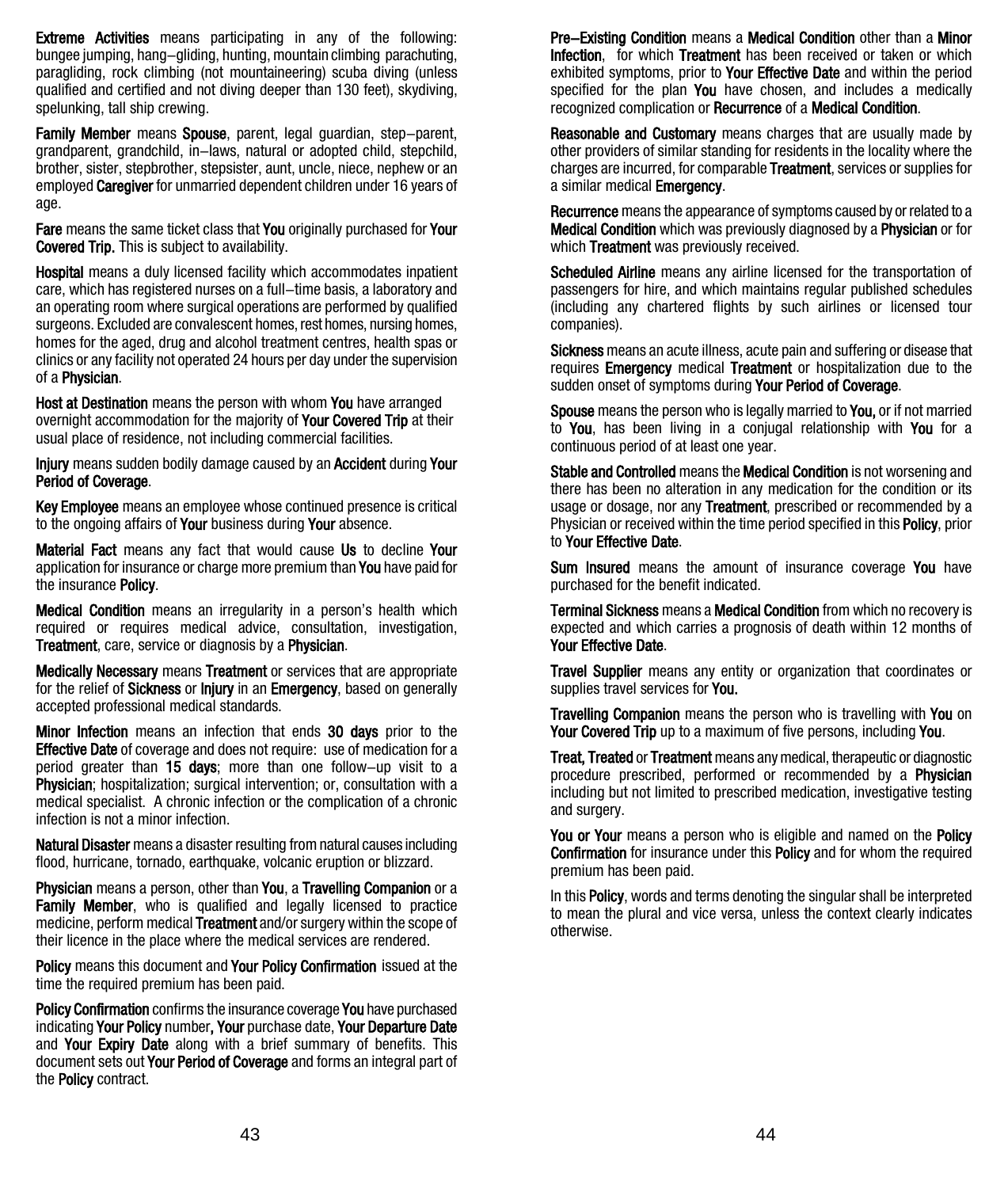**Extreme Activities** means participating in any of the following: bungee jumping, hang−gliding, hunting, mountain climbing parachuting, paragliding, rock climbing (not mountaineering) scuba diving (unless qualified and certified and not diving deeper than 130 feet), skydiving, spelunking, tall ship crewing.

**Family Member** means **Spouse**, parent, legal guardian, step−parent, grandparent, grandchild, in−laws, natural or adopted child, stepchild, brother, sister, stepbrother, stepsister, aunt, uncle, niece, nephew or an employed **Caregiver** for unmarried dependent children under 16 years of age.

**Fare** means the same ticket class that **You** originally purchased for **Your Covered Trip.** This is subject to availability.

**Hospital** means a duly licensed facility which accommodates inpatient care, which has registered nurses on a full−time basis, a laboratory and an operating room where surgical operations are performed by qualified surgeons. Excluded are convalescent homes, rest homes, nursing homes, homes for the aged, drug and alcohol treatment centres, health spas or clinics or any facility not operated 24 hours per day under the supervision of a **Physician**.

**Host at Destination** means the person with whom **You** have arranged overnight accommodation for the majority of **Your Covered Trip** at their usual place of residence, not including commercial facilities.

**Injury** means sudden bodily damage caused by an **Accident** during **Your Period of Coverage**.

**Key Employee** means an employee whose continued presence is critical to the ongoing affairs of **Your** business during **Your** absence.

**Material Fact** means any fact that would cause **Us** to decline **Your** application for insurance or charge more premium than **You** have paid for the insurance **Policy**.

**Medical Condition** means an irregularity in a person's health which required or requires medical advice, consultation, investigation, **Treatment**, care, service or diagnosis by a **Physician**.

**Medically Necessary** means **Treatment** or services that are appropriate for the relief of **Sickness** or **Injury** in an **Emergency**, based on generally accepted professional medical standards.

**Minor Infection** means an infection that ends **30 days** prior to the **Effective Date** of coverage and does not require: use of medication for a period greater than **15 days**; more than one follow−up visit to a **Physician**; hospitalization; surgical intervention; or, consultation with a medical specialist. A chronic infection or the complication of a chronic infection is not a minor infection.

**Natural Disaster** means a disaster resulting from natural causes including flood, hurricane, tornado, earthquake, volcanic eruption or blizzard.

**Physician** means a person, other than **You**, a **Travelling Companion** or a **Family Member**, who is qualified and legally licensed to practice medicine, perform medical **Treatment** and/or surgery within the scope of their licence in the place where the medical services are rendered.

**Policy** means this document and **Your Policy Confirmation** issued at the time the required premium has been paid.

**Policy Confirmation** confirms the insurance coverage **You** have purchased indicating **Your Policy** number**, Your** purchase date, **Your Departure Date** and **Your Expiry Date** along with a brief summary of benefits. This document sets out **Your Period of Coverage** and forms an integral part of the **Policy** contract.

**Pre−Existing Condition** means a **Medical Condition** other than a **Minor Infection**, for which **Treatment** has been received or taken or which exhibited symptoms, prior to **Your Effective Date** and within the period specified for the plan **You** have chosen, and includes a medically recognized complication or **Recurrence** of a **Medical Condition**.

**Reasonable and Customary** means charges that are usually made by other providers of similar standing for residents in the locality where the charges are incurred, for comparable **Treatment**, services or supplies for a similar medical **Emergency**.

**Recurrence** means the appearance of symptoms caused by or related to a **Medical Condition** which was previously diagnosed by a **Physician** or for which **Treatment** was previously received.

**Scheduled Airline** means any airline licensed for the transportation of passengers for hire, and which maintains regular published schedules (including any chartered flights by such airlines or licensed tour companies).

**Sickness** means an acute illness, acute pain and suffering or disease that requires **Emergency** medical **Treatment** or hospitalization due to the sudden onset of symptoms during **Your Period of Coverage**.

**Spouse** means the person who is legally married to **You,** or if not married to **You**, has been living in a conjugal relationship with **You** for a continuous period of at least one year.

**Stable and Controlled** means the **Medical Condition** is not worsening and there has been no alteration in any medication for the condition or its usage or dosage, nor any **Treatment**, prescribed or recommended by a Physician or received within the time period specified in this **Policy**, prior to **Your Effective Date**.

**Sum Insured** means the amount of insurance coverage **You** have purchased for the benefit indicated.

**Terminal Sickness** means a **Medical Condition** from which no recovery is expected and which carries a prognosis of death within 12 months of **Your Effective Date**.

**Travel Supplier** means any entity or organization that coordinates or supplies travel services for **You.**

**Travelling Companion** means the person who is travelling with **You** on **Your Covered Trip** up to a maximum of five persons, including **You**.

**Treat, Treated** or **Treatment** means any medical, therapeutic or diagnostic procedure prescribed, performed or recommended by a **Physician** including but not limited to prescribed medication, investigative testing and surgery.

**You or Your** means a person who is eligible and named on the **Policy Confirmation** for insurance under this **Policy** and for whom the required premium has been paid.

In this **Policy**, words and terms denoting the singular shall be interpreted to mean the plural and vice versa, unless the context clearly indicates otherwise.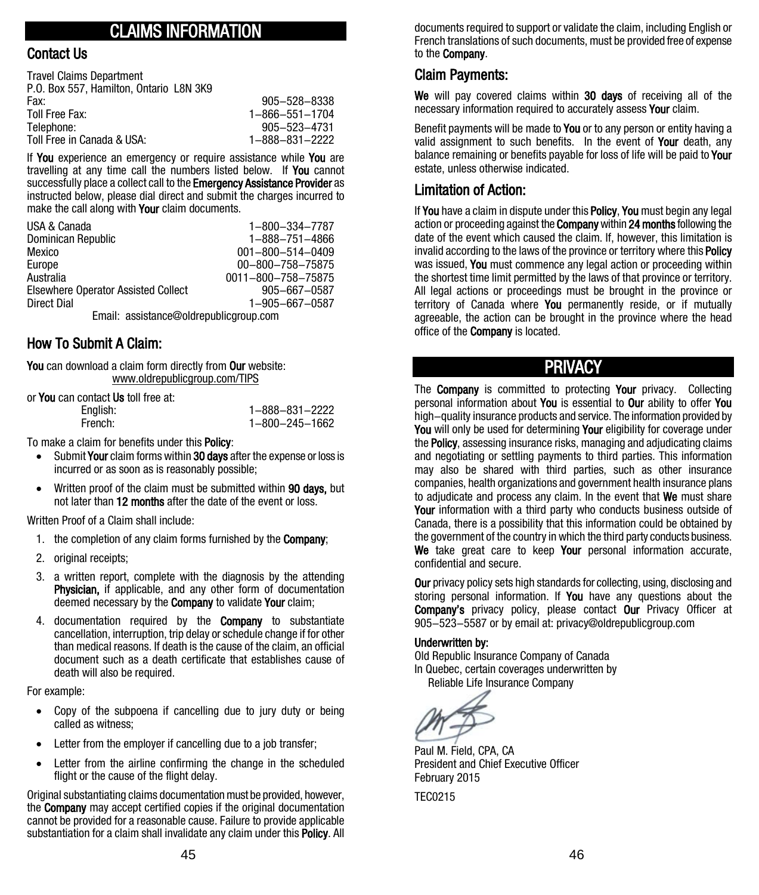# CLAIMS INFORMATION

## Contact Us

Travel Claims Department
P.O. Box 557, Hamilton, Ontario L8N 3K9

| | |
|---|---|
| Fax: | 905–528–8338 |
| Toll Free Fax: | 1–866–551–1704 |
| Telephone: | 905–523–4731 |
| Toll Free in Canada & USA: | 1–888–831–2222 |

If **You** experience an emergency or require assistance while **You** are travelling at any time call the numbers listed below. If **You** cannot successfully place a collect call to the **Emergency Assistance Provider** as instructed below, please dial direct and submit the charges incurred to make the call along with **Your** claim documents.

| | |
|---|---|
| USA & Canada | 1–800–334–7787 |
| Dominican Republic | 1–888–751–4866 |
| Mexico | 001–800–514–0409 |
| Europe | 00–800–758–75875 |
| Australia | 0011–800–758–75875 |
| Elsewhere Operator Assisted Collect | 905–667–0587 |
| Direct Dial | 1–905–667–0587 |

Email: assistance@oldrepublicgroup.com

## How To Submit A Claim:

**You** can download a claim form directly from **Our** website:
www.oldrepublicgroup.com/TIPS

or **You** can contact **Us** toll free at:

| | |
|---|---|
| English: | 1–888–831–2222 |
| French: | 1–800–245–1662 |

To make a claim for benefits under this **Policy**:

- Submit **Your** claim forms within **30 days** after the expense or loss is incurred or as soon as is reasonably possible;
- Written proof of the claim must be submitted within **90 days,** but not later than **12 months** after the date of the event or loss.

Written Proof of a Claim shall include:

1. the completion of any claim forms furnished by the **Company**;
2. original receipts;
3. a written report, complete with the diagnosis by the attending **Physician,** if applicable, and any other form of documentation deemed necessary by the **Company** to validate **Your** claim;
4. documentation required by the **Company** to substantiate cancellation, interruption, trip delay or schedule change if for other than medical reasons. If death is the cause of the claim, an official document such as a death certificate that establishes cause of death will also be required.

For example:

- Copy of the subpoena if cancelling due to jury duty or being called as witness;
- Letter from the employer if cancelling due to a job transfer;
- Letter from the airline confirming the change in the scheduled flight or the cause of the flight delay.

Original substantiating claims documentation must be provided, however, the **Company** may accept certified copies if the original documentation cannot be provided for a reasonable cause. Failure to provide applicable substantiation for a claim shall invalidate any claim under this **Policy**. All documents required to support or validate the claim, including English or French translations of such documents, must be provided free of expense to the **Company**.

## Claim Payments:

**We** will pay covered claims within **30 days** of receiving all of the necessary information required to accurately assess **Your** claim.

Benefit payments will be made to **You** or to any person or entity having a valid assignment to such benefits. In the event of **Your** death, any balance remaining or benefits payable for loss of life will be paid to **Your** estate, unless otherwise indicated.

## Limitation of Action:

If **You** have a claim in dispute under this **Policy**, **You** must begin any legal action or proceeding against the **Company** within **24 months** following the date of the event which caused the claim. If, however, this limitation is invalid according to the laws of the province or territory where this **Policy** was issued, **You** must commence any legal action or proceeding within the shortest time limit permitted by the laws of that province or territory. All legal actions or proceedings must be brought in the province or territory of Canada where **You** permanently reside, or if mutually agreeable, the action can be brought in the province where the head office of the **Company** is located.

# PRIVACY

The **Company** is committed to protecting **Your** privacy. Collecting personal information about **You** is essential to **Our** ability to offer **You** high–quality insurance products and service. The information provided by **You** will only be used for determining **Your** eligibility for coverage under the **Policy**, assessing insurance risks, managing and adjudicating claims and negotiating or settling payments to third parties. This information may also be shared with third parties, such as other insurance companies, health organizations and government health insurance plans to adjudicate and process any claim. In the event that **We** must share **Your** information with a third party who conducts business outside of Canada, there is a possibility that this information could be obtained by the government of the country in which the third party conducts business. **We** take great care to keep **Your** personal information accurate, confidential and secure.

**Our** privacy policy sets high standards for collecting, using, disclosing and storing personal information. If **You** have any questions about the **Company's** privacy policy, please contact **Our** Privacy Officer at 905–523–5587 or by email at: privacy@oldrepublicgroup.com

**Underwritten by:**
Old Republic Insurance Company of Canada
In Quebec, certain coverages underwritten by
Reliable Life Insurance Company

Paul M. Field, CPA, CA
President and Chief Executive Officer
February 2015

TEC0215